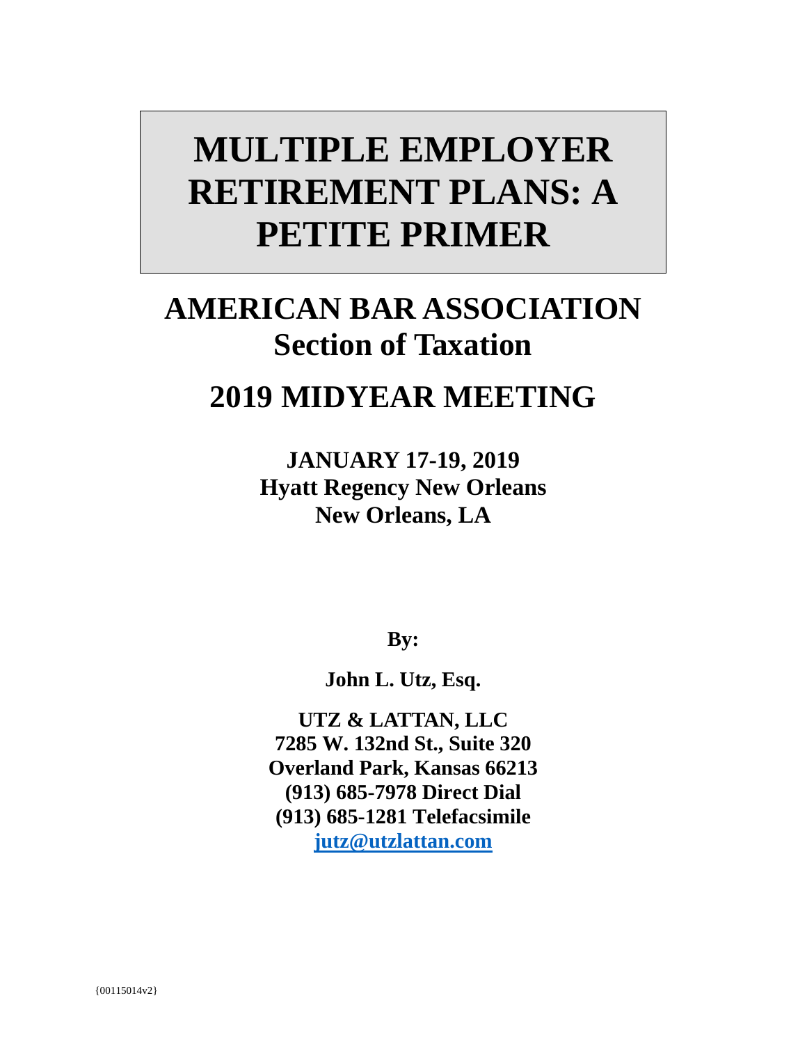# MULTIPLE EMPLOYER RETIREMENT PLANS: A PETITE PRIMER

## AMERICAN BAR ASSOCIATION
## Section of Taxation

## 2019 MIDYEAR MEETING

**JANUARY 17-19, 2019**
**Hyatt Regency New Orleans**
**New Orleans, LA**

**By:**

**John L. Utz, Esq.**

**UTZ & LATTAN, LLC**
**7285 W. 132nd St., Suite 320**
**Overland Park, Kansas 66213**
**(913) 685-7978 Direct Dial**
**(913) 685-1281 Telefacsimile**
**jutz@utzlattan.com**

{00115014v2}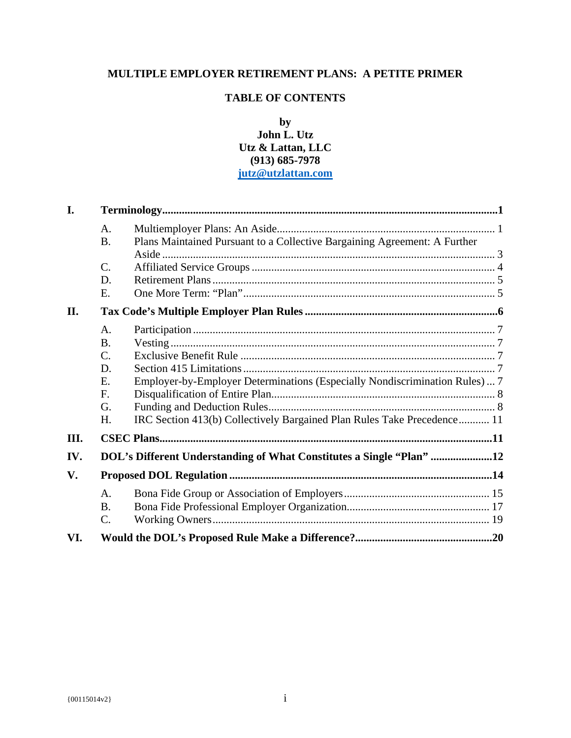# MULTIPLE EMPLOYER RETIREMENT PLANS: A PETITE PRIMER

## TABLE OF CONTENTS

**by**
**John L. Utz**
**Utz & Lattan, LLC**
**(913) 685-7978**
**jutz@utzlattan.com**

**I. Terminology ........................................................ 1**

- A. Multiemployer Plans: An Aside ........................................ 1
- B. Plans Maintained Pursuant to a Collective Bargaining Agreement: A Further Aside ........................................ 3
- C. Affiliated Service Groups ........................................ 4
- D. Retirement Plans ........................................ 5
- E. One More Term: "Plan" ........................................ 5

**II. Tax Code's Multiple Employer Plan Rules ........................................ 6**

- A. Participation ........................................ 7
- B. Vesting ........................................ 7
- C. Exclusive Benefit Rule ........................................ 7
- D. Section 415 Limitations ........................................ 7
- E. Employer-by-Employer Determinations (Especially Nondiscrimination Rules) ... 7
- F. Disqualification of Entire Plan ........................................ 8
- G. Funding and Deduction Rules ........................................ 8
- H. IRC Section 413(b) Collectively Bargained Plan Rules Take Precedence ........... 11

**III. CSEC Plans ........................................ 11**

**IV. DOL's Different Understanding of What Constitutes a Single "Plan" ...................... 12**

**V. Proposed DOL Regulation ........................................ 14**

- A. Bona Fide Group or Association of Employers ........................................ 15
- B. Bona Fide Professional Employer Organization ........................................ 17
- C. Working Owners ........................................ 19

**VI. Would the DOL's Proposed Rule Make a Difference? ........................................ 20**

{00115014v2}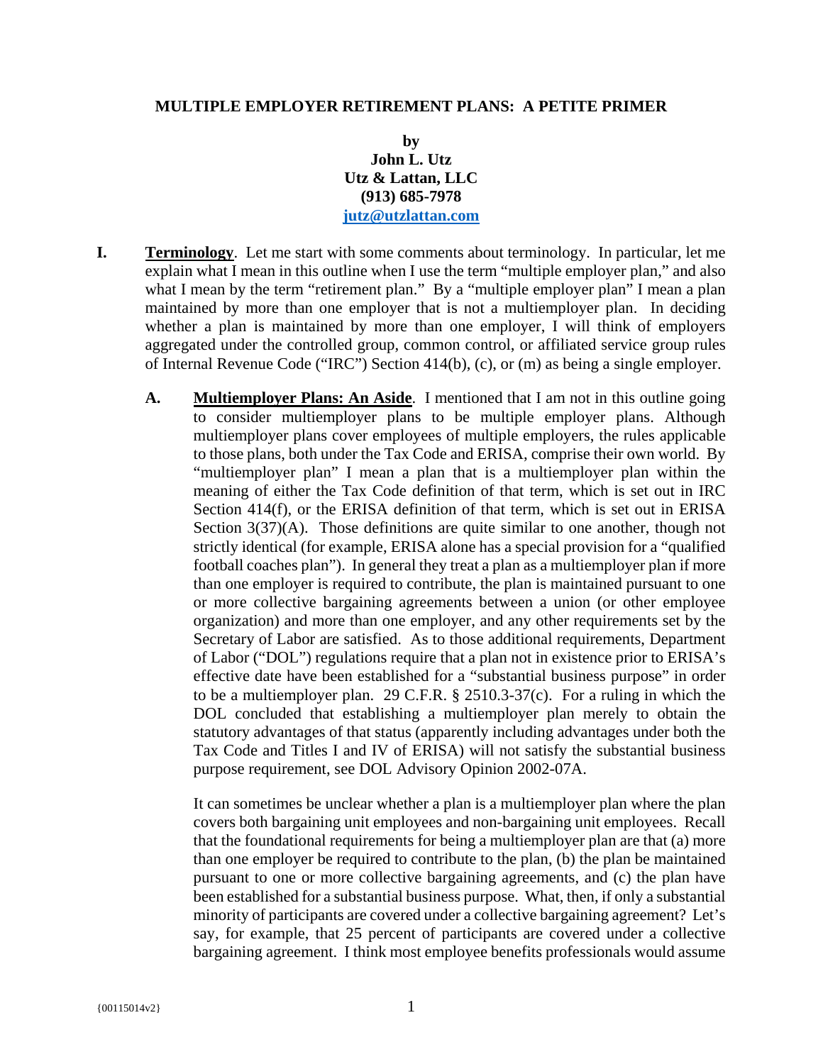# MULTIPLE EMPLOYER RETIREMENT PLANS: A PETITE PRIMER

**by**
**John L. Utz**
**Utz & Lattan, LLC**
**(913) 685-7978**
**jutz@utzlattan.com**

**I. <u>Terminology</u>**. Let me start with some comments about terminology. In particular, let me explain what I mean in this outline when I use the term "multiple employer plan," and also what I mean by the term "retirement plan." By a "multiple employer plan" I mean a plan maintained by more than one employer that is not a multiemployer plan. In deciding whether a plan is maintained by more than one employer, I will think of employers aggregated under the controlled group, common control, or affiliated service group rules of Internal Revenue Code ("IRC") Section 414(b), (c), or (m) as being a single employer.

**A. <u>Multiemployer Plans: An Aside</u>**. I mentioned that I am not in this outline going to consider multiemployer plans to be multiple employer plans. Although multiemployer plans cover employees of multiple employers, the rules applicable to those plans, both under the Tax Code and ERISA, comprise their own world. By "multiemployer plan" I mean a plan that is a multiemployer plan within the meaning of either the Tax Code definition of that term, which is set out in IRC Section 414(f), or the ERISA definition of that term, which is set out in ERISA Section 3(37)(A). Those definitions are quite similar to one another, though not strictly identical (for example, ERISA alone has a special provision for a "qualified football coaches plan"). In general they treat a plan as a multiemployer plan if more than one employer is required to contribute, the plan is maintained pursuant to one or more collective bargaining agreements between a union (or other employee organization) and more than one employer, and any other requirements set by the Secretary of Labor are satisfied. As to those additional requirements, Department of Labor ("DOL") regulations require that a plan not in existence prior to ERISA's effective date have been established for a "substantial business purpose" in order to be a multiemployer plan. 29 C.F.R. § 2510.3-37(c). For a ruling in which the DOL concluded that establishing a multiemployer plan merely to obtain the statutory advantages of that status (apparently including advantages under both the Tax Code and Titles I and IV of ERISA) will not satisfy the substantial business purpose requirement, see DOL Advisory Opinion 2002-07A.

It can sometimes be unclear whether a plan is a multiemployer plan where the plan covers both bargaining unit employees and non-bargaining unit employees. Recall that the foundational requirements for being a multiemployer plan are that (a) more than one employer be required to contribute to the plan, (b) the plan be maintained pursuant to one or more collective bargaining agreements, and (c) the plan have been established for a substantial business purpose. What, then, if only a substantial minority of participants are covered under a collective bargaining agreement? Let's say, for example, that 25 percent of participants are covered under a collective bargaining agreement. I think most employee benefits professionals would assume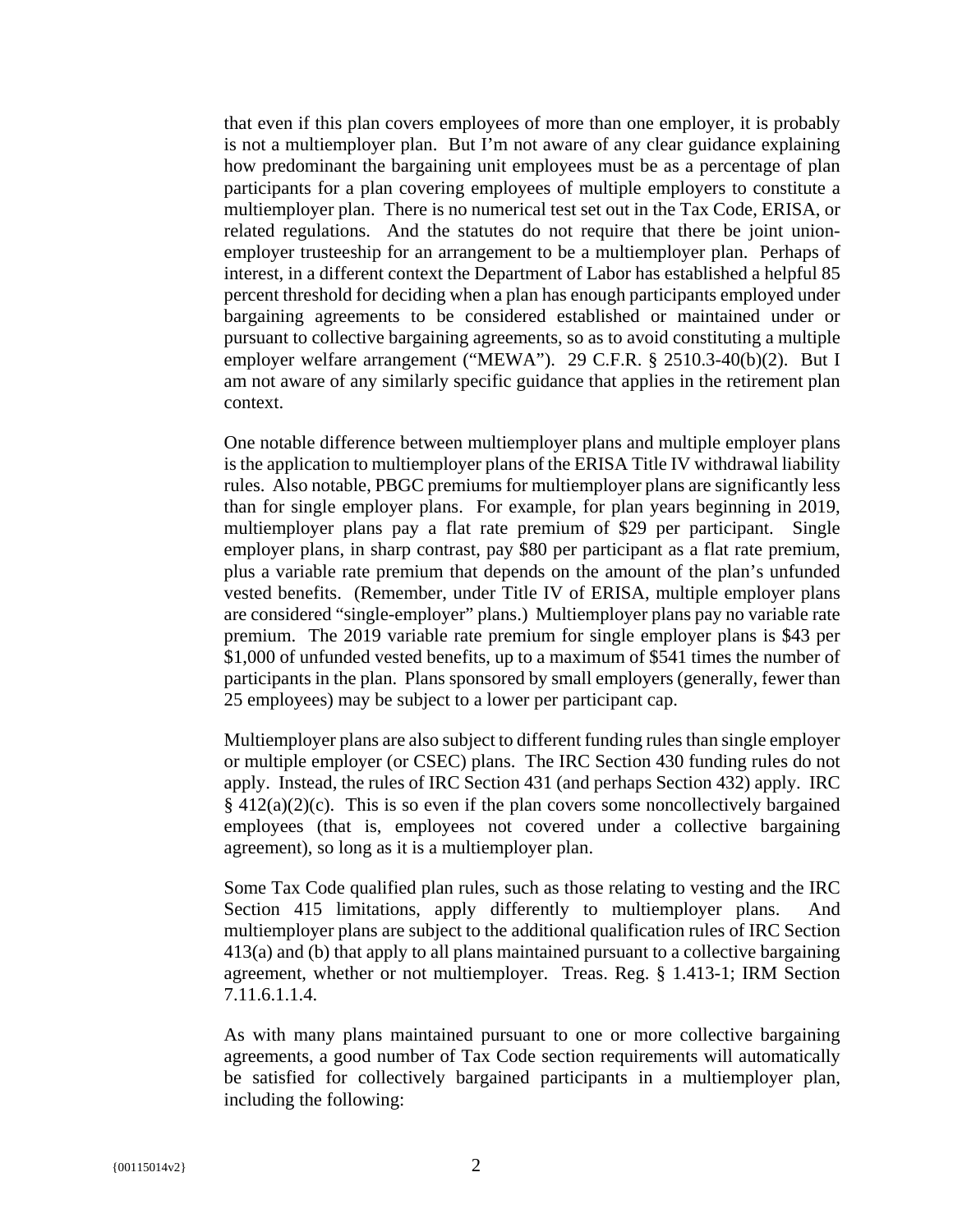that even if this plan covers employees of more than one employer, it is probably is not a multiemployer plan. But I'm not aware of any clear guidance explaining how predominant the bargaining unit employees must be as a percentage of plan participants for a plan covering employees of multiple employers to constitute a multiemployer plan. There is no numerical test set out in the Tax Code, ERISA, or related regulations. And the statutes do not require that there be joint union-employer trusteeship for an arrangement to be a multiemployer plan. Perhaps of interest, in a different context the Department of Labor has established a helpful 85 percent threshold for deciding when a plan has enough participants employed under bargaining agreements to be considered established or maintained under or pursuant to collective bargaining agreements, so as to avoid constituting a multiple employer welfare arrangement ("MEWA"). 29 C.F.R. § 2510.3-40(b)(2). But I am not aware of any similarly specific guidance that applies in the retirement plan context.

One notable difference between multiemployer plans and multiple employer plans is the application to multiemployer plans of the ERISA Title IV withdrawal liability rules. Also notable, PBGC premiums for multiemployer plans are significantly less than for single employer plans. For example, for plan years beginning in 2019, multiemployer plans pay a flat rate premium of $29 per participant. Single employer plans, in sharp contrast, pay $80 per participant as a flat rate premium, plus a variable rate premium that depends on the amount of the plan's unfunded vested benefits. (Remember, under Title IV of ERISA, multiple employer plans are considered "single-employer" plans.) Multiemployer plans pay no variable rate premium. The 2019 variable rate premium for single employer plans is $43 per $1,000 of unfunded vested benefits, up to a maximum of $541 times the number of participants in the plan. Plans sponsored by small employers (generally, fewer than 25 employees) may be subject to a lower per participant cap.

Multiemployer plans are also subject to different funding rules than single employer or multiple employer (or CSEC) plans. The IRC Section 430 funding rules do not apply. Instead, the rules of IRC Section 431 (and perhaps Section 432) apply. IRC § 412(a)(2)(c). This is so even if the plan covers some noncollectively bargained employees (that is, employees not covered under a collective bargaining agreement), so long as it is a multiemployer plan.

Some Tax Code qualified plan rules, such as those relating to vesting and the IRC Section 415 limitations, apply differently to multiemployer plans. And multiemployer plans are subject to the additional qualification rules of IRC Section 413(a) and (b) that apply to all plans maintained pursuant to a collective bargaining agreement, whether or not multiemployer. Treas. Reg. § 1.413-1; IRM Section 7.11.6.1.1.4.

As with many plans maintained pursuant to one or more collective bargaining agreements, a good number of Tax Code section requirements will automatically be satisfied for collectively bargained participants in a multiemployer plan, including the following: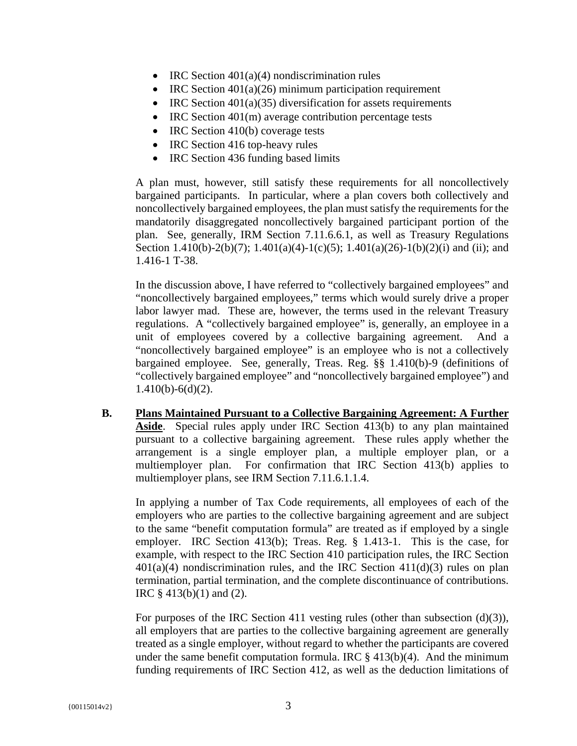- IRC Section 401(a)(4) nondiscrimination rules
- IRC Section 401(a)(26) minimum participation requirement
- IRC Section 401(a)(35) diversification for assets requirements
- IRC Section 401(m) average contribution percentage tests
- IRC Section 410(b) coverage tests
- IRC Section 416 top-heavy rules
- IRC Section 436 funding based limits

A plan must, however, still satisfy these requirements for all noncollectively bargained participants. In particular, where a plan covers both collectively and noncollectively bargained employees, the plan must satisfy the requirements for the mandatorily disaggregated noncollectively bargained participant portion of the plan. See, generally, IRM Section 7.11.6.6.1, as well as Treasury Regulations Section 1.410(b)-2(b)(7); 1.401(a)(4)-1(c)(5); 1.401(a)(26)-1(b)(2)(i) and (ii); and 1.416-1 T-38.

In the discussion above, I have referred to "collectively bargained employees" and "noncollectively bargained employees," terms which would surely drive a proper labor lawyer mad. These are, however, the terms used in the relevant Treasury regulations. A "collectively bargained employee" is, generally, an employee in a unit of employees covered by a collective bargaining agreement. And a "noncollectively bargained employee" is an employee who is not a collectively bargained employee. See, generally, Treas. Reg. §§ 1.410(b)-9 (definitions of "collectively bargained employee" and "noncollectively bargained employee") and 1.410(b)-6(d)(2).

**B. <u>Plans Maintained Pursuant to a Collective Bargaining Agreement: A Further Aside</u>**. Special rules apply under IRC Section 413(b) to any plan maintained pursuant to a collective bargaining agreement. These rules apply whether the arrangement is a single employer plan, a multiple employer plan, or a multiemployer plan. For confirmation that IRC Section 413(b) applies to multiemployer plans, see IRM Section 7.11.6.1.1.4.

In applying a number of Tax Code requirements, all employees of each of the employers who are parties to the collective bargaining agreement and are subject to the same "benefit computation formula" are treated as if employed by a single employer. IRC Section 413(b); Treas. Reg. § 1.413-1. This is the case, for example, with respect to the IRC Section 410 participation rules, the IRC Section 401(a)(4) nondiscrimination rules, and the IRC Section 411(d)(3) rules on plan termination, partial termination, and the complete discontinuance of contributions. IRC § 413(b)(1) and (2).

For purposes of the IRC Section 411 vesting rules (other than subsection (d)(3)), all employers that are parties to the collective bargaining agreement are generally treated as a single employer, without regard to whether the participants are covered under the same benefit computation formula. IRC § 413(b)(4). And the minimum funding requirements of IRC Section 412, as well as the deduction limitations of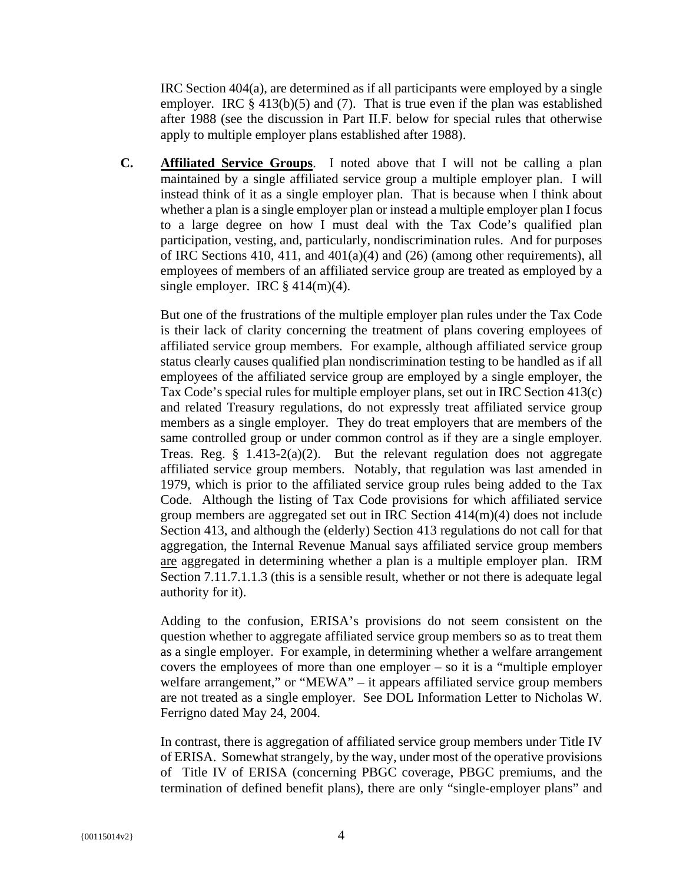IRC Section 404(a), are determined as if all participants were employed by a single employer. IRC § 413(b)(5) and (7). That is true even if the plan was established after 1988 (see the discussion in Part II.F. below for special rules that otherwise apply to multiple employer plans established after 1988).

**C.** **<u>Affiliated Service Groups</u>**. I noted above that I will not be calling a plan maintained by a single affiliated service group a multiple employer plan. I will instead think of it as a single employer plan. That is because when I think about whether a plan is a single employer plan or instead a multiple employer plan I focus to a large degree on how I must deal with the Tax Code's qualified plan participation, vesting, and, particularly, nondiscrimination rules. And for purposes of IRC Sections 410, 411, and 401(a)(4) and (26) (among other requirements), all employees of members of an affiliated service group are treated as employed by a single employer. IRC § 414(m)(4).

But one of the frustrations of the multiple employer plan rules under the Tax Code is their lack of clarity concerning the treatment of plans covering employees of affiliated service group members. For example, although affiliated service group status clearly causes qualified plan nondiscrimination testing to be handled as if all employees of the affiliated service group are employed by a single employer, the Tax Code's special rules for multiple employer plans, set out in IRC Section 413(c) and related Treasury regulations, do not expressly treat affiliated service group members as a single employer. They do treat employers that are members of the same controlled group or under common control as if they are a single employer. Treas. Reg. § 1.413-2(a)(2). But the relevant regulation does not aggregate affiliated service group members. Notably, that regulation was last amended in 1979, which is prior to the affiliated service group rules being added to the Tax Code. Although the listing of Tax Code provisions for which affiliated service group members are aggregated set out in IRC Section 414(m)(4) does not include Section 413, and although the (elderly) Section 413 regulations do not call for that aggregation, the Internal Revenue Manual says affiliated service group members <u>are</u> aggregated in determining whether a plan is a multiple employer plan. IRM Section 7.11.7.1.1.3 (this is a sensible result, whether or not there is adequate legal authority for it).

Adding to the confusion, ERISA's provisions do not seem consistent on the question whether to aggregate affiliated service group members so as to treat them as a single employer. For example, in determining whether a welfare arrangement covers the employees of more than one employer – so it is a "multiple employer welfare arrangement," or "MEWA" – it appears affiliated service group members are not treated as a single employer. See DOL Information Letter to Nicholas W. Ferrigno dated May 24, 2004.

In contrast, there is aggregation of affiliated service group members under Title IV of ERISA. Somewhat strangely, by the way, under most of the operative provisions of Title IV of ERISA (concerning PBGC coverage, PBGC premiums, and the termination of defined benefit plans), there are only "single-employer plans" and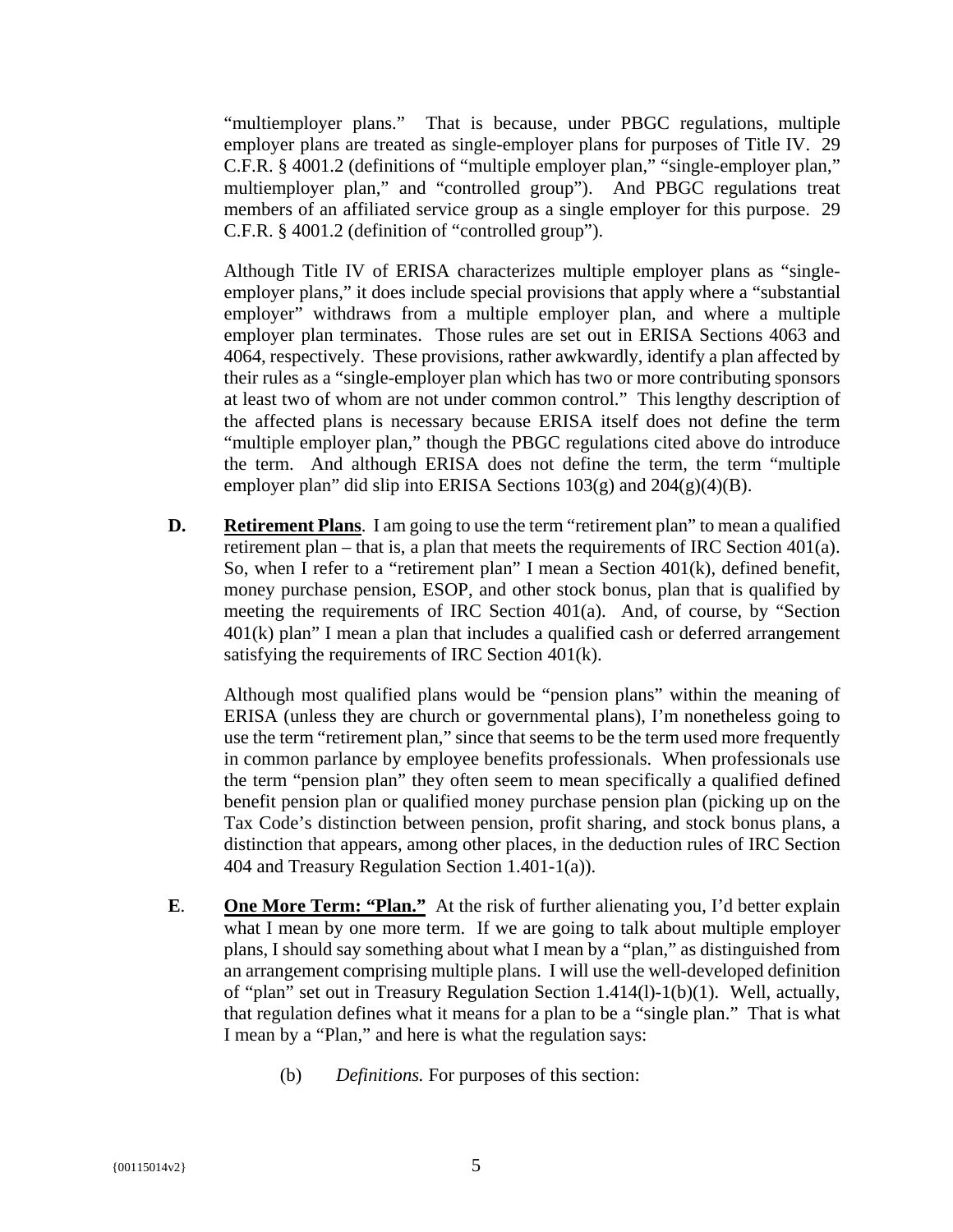"multiemployer plans." That is because, under PBGC regulations, multiple employer plans are treated as single-employer plans for purposes of Title IV. 29 C.F.R. § 4001.2 (definitions of "multiple employer plan," "single-employer plan," multiemployer plan," and "controlled group"). And PBGC regulations treat members of an affiliated service group as a single employer for this purpose. 29 C.F.R. § 4001.2 (definition of "controlled group").

Although Title IV of ERISA characterizes multiple employer plans as "single-employer plans," it does include special provisions that apply where a "substantial employer" withdraws from a multiple employer plan, and where a multiple employer plan terminates. Those rules are set out in ERISA Sections 4063 and 4064, respectively. These provisions, rather awkwardly, identify a plan affected by their rules as a "single-employer plan which has two or more contributing sponsors at least two of whom are not under common control." This lengthy description of the affected plans is necessary because ERISA itself does not define the term "multiple employer plan," though the PBGC regulations cited above do introduce the term. And although ERISA does not define the term, the term "multiple employer plan" did slip into ERISA Sections 103(g) and 204(g)(4)(B).

**D.** **Retirement Plans**. I am going to use the term "retirement plan" to mean a qualified retirement plan – that is, a plan that meets the requirements of IRC Section 401(a). So, when I refer to a "retirement plan" I mean a Section 401(k), defined benefit, money purchase pension, ESOP, and other stock bonus, plan that is qualified by meeting the requirements of IRC Section 401(a). And, of course, by "Section 401(k) plan" I mean a plan that includes a qualified cash or deferred arrangement satisfying the requirements of IRC Section 401(k).

Although most qualified plans would be "pension plans" within the meaning of ERISA (unless they are church or governmental plans), I'm nonetheless going to use the term "retirement plan," since that seems to be the term used more frequently in common parlance by employee benefits professionals. When professionals use the term "pension plan" they often seem to mean specifically a qualified defined benefit pension plan or qualified money purchase pension plan (picking up on the Tax Code's distinction between pension, profit sharing, and stock bonus plans, a distinction that appears, among other places, in the deduction rules of IRC Section 404 and Treasury Regulation Section 1.401-1(a)).

**E.** **One More Term: "Plan."** At the risk of further alienating you, I'd better explain what I mean by one more term. If we are going to talk about multiple employer plans, I should say something about what I mean by a "plan," as distinguished from an arrangement comprising multiple plans. I will use the well-developed definition of "plan" set out in Treasury Regulation Section 1.414(l)-1(b)(1). Well, actually, that regulation defines what it means for a plan to be a "single plan." That is what I mean by a "Plan," and here is what the regulation says:

(b) *Definitions.* For purposes of this section: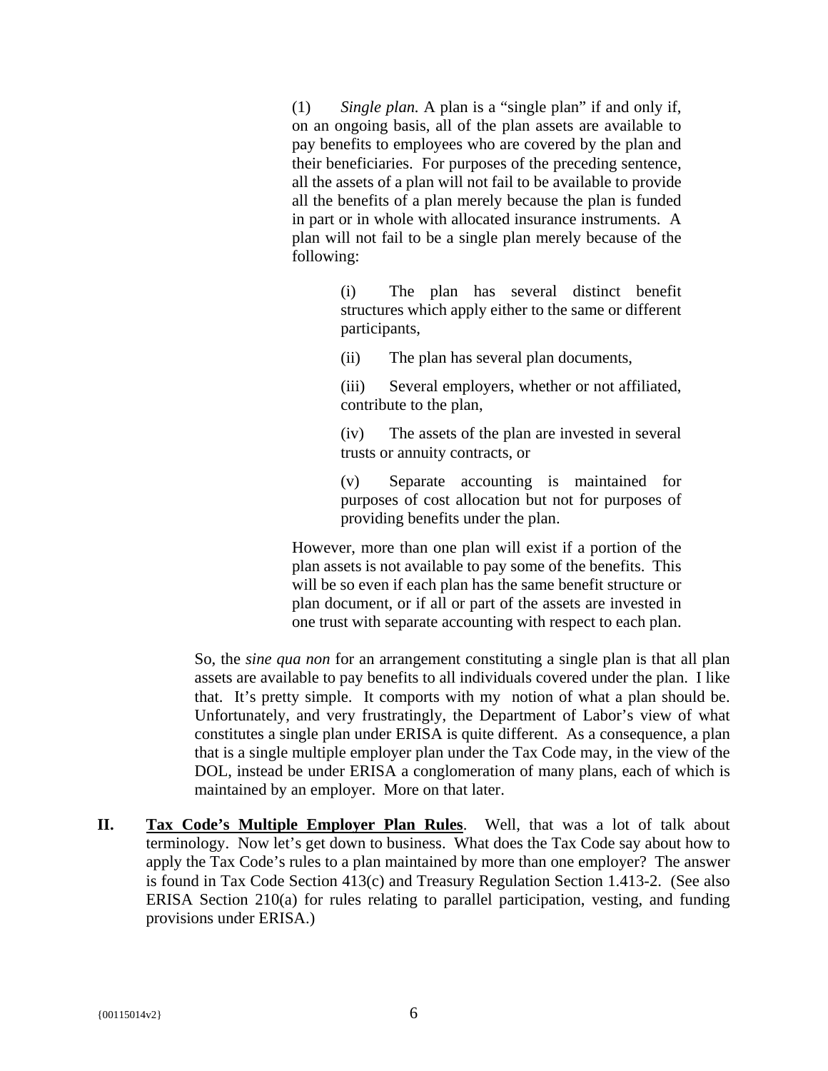> (1) *Single plan.* A plan is a "single plan" if and only if, on an ongoing basis, all of the plan assets are available to pay benefits to employees who are covered by the plan and their beneficiaries. For purposes of the preceding sentence, all the assets of a plan will not fail to be available to provide all the benefits of a plan merely because the plan is funded in part or in whole with allocated insurance instruments. A plan will not fail to be a single plan merely because of the following:
>
> > (i) The plan has several distinct benefit structures which apply either to the same or different participants,
> >
> > (ii) The plan has several plan documents,
> >
> > (iii) Several employers, whether or not affiliated, contribute to the plan,
> >
> > (iv) The assets of the plan are invested in several trusts or annuity contracts, or
> >
> > (v) Separate accounting is maintained for purposes of cost allocation but not for purposes of providing benefits under the plan.
>
> However, more than one plan will exist if a portion of the plan assets is not available to pay some of the benefits. This will be so even if each plan has the same benefit structure or plan document, or if all or part of the assets are invested in one trust with separate accounting with respect to each plan.

So, the *sine qua non* for an arrangement constituting a single plan is that all plan assets are available to pay benefits to all individuals covered under the plan. I like that. It's pretty simple. It comports with my notion of what a plan should be. Unfortunately, and very frustratingly, the Department of Labor's view of what constitutes a single plan under ERISA is quite different. As a consequence, a plan that is a single multiple employer plan under the Tax Code may, in the view of the DOL, instead be under ERISA a conglomeration of many plans, each of which is maintained by an employer. More on that later.

**II. <u>Tax Code's Multiple Employer Plan Rules</u>**. Well, that was a lot of talk about terminology. Now let's get down to business. What does the Tax Code say about how to apply the Tax Code's rules to a plan maintained by more than one employer? The answer is found in Tax Code Section 413(c) and Treasury Regulation Section 1.413-2. (See also ERISA Section 210(a) for rules relating to parallel participation, vesting, and funding provisions under ERISA.)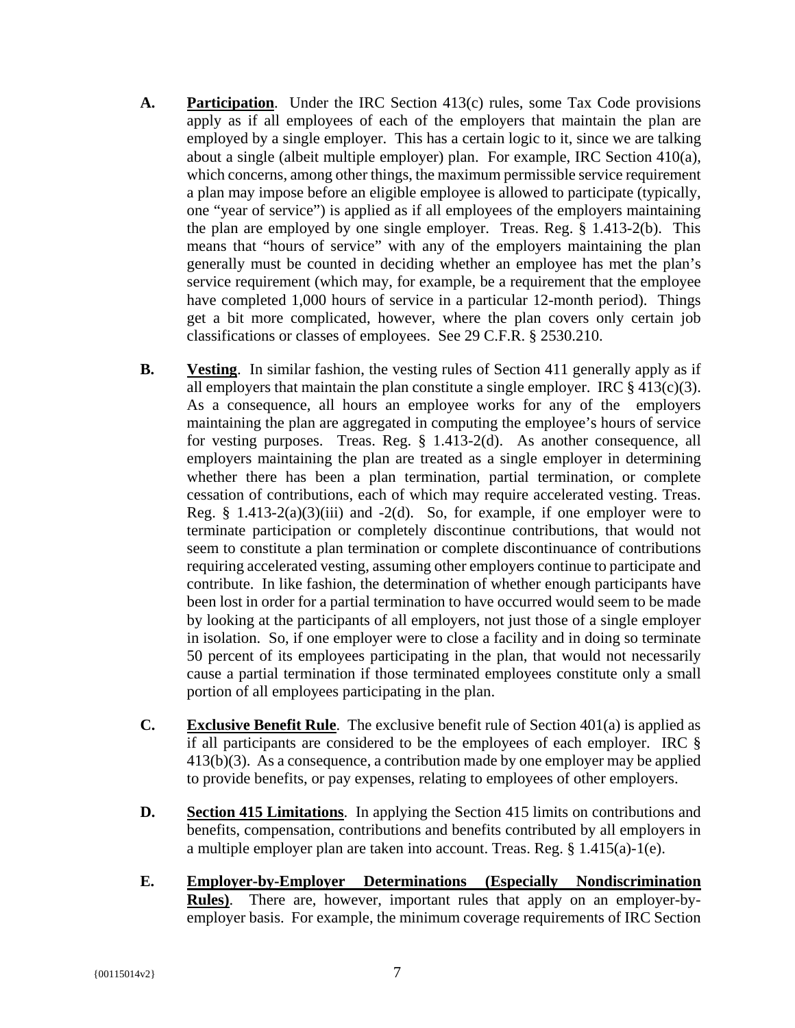**A.** **Participation**. Under the IRC Section 413(c) rules, some Tax Code provisions apply as if all employees of each of the employers that maintain the plan are employed by a single employer. This has a certain logic to it, since we are talking about a single (albeit multiple employer) plan. For example, IRC Section 410(a), which concerns, among other things, the maximum permissible service requirement a plan may impose before an eligible employee is allowed to participate (typically, one "year of service") is applied as if all employees of the employers maintaining the plan are employed by one single employer. Treas. Reg. § 1.413-2(b). This means that "hours of service" with any of the employers maintaining the plan generally must be counted in deciding whether an employee has met the plan's service requirement (which may, for example, be a requirement that the employee have completed 1,000 hours of service in a particular 12-month period). Things get a bit more complicated, however, where the plan covers only certain job classifications or classes of employees. See 29 C.F.R. § 2530.210.

**B.** **Vesting**. In similar fashion, the vesting rules of Section 411 generally apply as if all employers that maintain the plan constitute a single employer. IRC § 413(c)(3). As a consequence, all hours an employee works for any of the employers maintaining the plan are aggregated in computing the employee's hours of service for vesting purposes. Treas. Reg. § 1.413-2(d). As another consequence, all employers maintaining the plan are treated as a single employer in determining whether there has been a plan termination, partial termination, or complete cessation of contributions, each of which may require accelerated vesting. Treas. Reg. § 1.413-2(a)(3)(iii) and -2(d). So, for example, if one employer were to terminate participation or completely discontinue contributions, that would not seem to constitute a plan termination or complete discontinuance of contributions requiring accelerated vesting, assuming other employers continue to participate and contribute. In like fashion, the determination of whether enough participants have been lost in order for a partial termination to have occurred would seem to be made by looking at the participants of all employers, not just those of a single employer in isolation. So, if one employer were to close a facility and in doing so terminate 50 percent of its employees participating in the plan, that would not necessarily cause a partial termination if those terminated employees constitute only a small portion of all employees participating in the plan.

**C.** **Exclusive Benefit Rule**. The exclusive benefit rule of Section 401(a) is applied as if all participants are considered to be the employees of each employer. IRC § 413(b)(3). As a consequence, a contribution made by one employer may be applied to provide benefits, or pay expenses, relating to employees of other employers.

**D.** **Section 415 Limitations**. In applying the Section 415 limits on contributions and benefits, compensation, contributions and benefits contributed by all employers in a multiple employer plan are taken into account. Treas. Reg. § 1.415(a)-1(e).

**E.** **Employer-by-Employer Determinations (Especially Nondiscrimination Rules)**. There are, however, important rules that apply on an employer-by-employer basis. For example, the minimum coverage requirements of IRC Section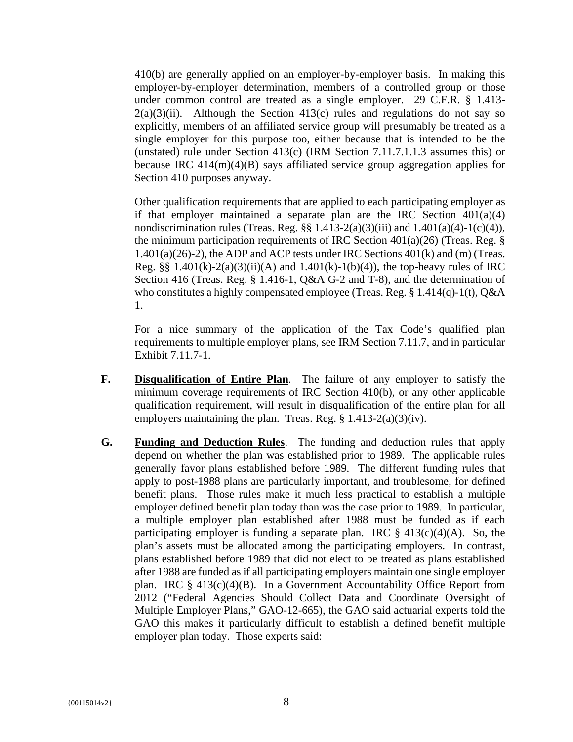410(b) are generally applied on an employer-by-employer basis. In making this employer-by-employer determination, members of a controlled group or those under common control are treated as a single employer. 29 C.F.R. § 1.413-2(a)(3)(ii). Although the Section 413(c) rules and regulations do not say so explicitly, members of an affiliated service group will presumably be treated as a single employer for this purpose too, either because that is intended to be the (unstated) rule under Section 413(c) (IRM Section 7.11.7.1.1.3 assumes this) or because IRC 414(m)(4)(B) says affiliated service group aggregation applies for Section 410 purposes anyway.

Other qualification requirements that are applied to each participating employer as if that employer maintained a separate plan are the IRC Section 401(a)(4) nondiscrimination rules (Treas. Reg. §§ 1.413-2(a)(3)(iii) and 1.401(a)(4)-1(c)(4)), the minimum participation requirements of IRC Section 401(a)(26) (Treas. Reg. § 1.401(a)(26)-2), the ADP and ACP tests under IRC Sections 401(k) and (m) (Treas. Reg. §§ 1.401(k)-2(a)(3)(ii)(A) and 1.401(k)-1(b)(4)), the top-heavy rules of IRC Section 416 (Treas. Reg. § 1.416-1, Q&A G-2 and T-8), and the determination of who constitutes a highly compensated employee (Treas. Reg. § 1.414(q)-1(t), Q&A 1.

For a nice summary of the application of the Tax Code's qualified plan requirements to multiple employer plans, see IRM Section 7.11.7, and in particular Exhibit 7.11.7-1.

**F.** **<u>Disqualification of Entire Plan</u>**. The failure of any employer to satisfy the minimum coverage requirements of IRC Section 410(b), or any other applicable qualification requirement, will result in disqualification of the entire plan for all employers maintaining the plan. Treas. Reg. § 1.413-2(a)(3)(iv).

**G.** **<u>Funding and Deduction Rules</u>**. The funding and deduction rules that apply depend on whether the plan was established prior to 1989. The applicable rules generally favor plans established before 1989. The different funding rules that apply to post-1988 plans are particularly important, and troublesome, for defined benefit plans. Those rules make it much less practical to establish a multiple employer defined benefit plan today than was the case prior to 1989. In particular, a multiple employer plan established after 1988 must be funded as if each participating employer is funding a separate plan. IRC § 413(c)(4)(A). So, the plan's assets must be allocated among the participating employers. In contrast, plans established before 1989 that did not elect to be treated as plans established after 1988 are funded as if all participating employers maintain one single employer plan. IRC § 413(c)(4)(B). In a Government Accountability Office Report from 2012 ("Federal Agencies Should Collect Data and Coordinate Oversight of Multiple Employer Plans," GAO-12-665), the GAO said actuarial experts told the GAO this makes it particularly difficult to establish a defined benefit multiple employer plan today. Those experts said: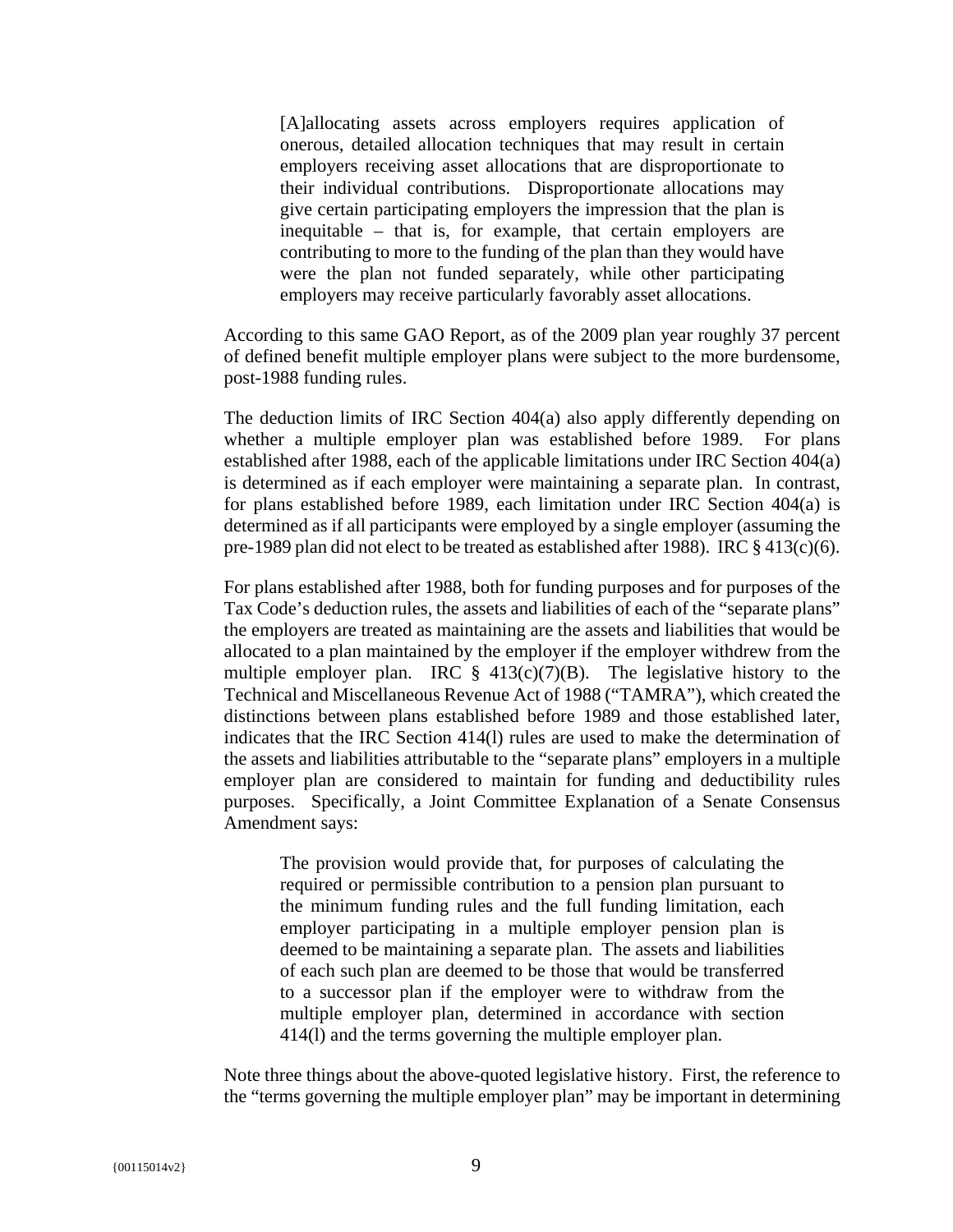> [A]allocating assets across employers requires application of onerous, detailed allocation techniques that may result in certain employers receiving asset allocations that are disproportionate to their individual contributions. Disproportionate allocations may give certain participating employers the impression that the plan is inequitable – that is, for example, that certain employers are contributing to more to the funding of the plan than they would have were the plan not funded separately, while other participating employers may receive particularly favorably asset allocations.

According to this same GAO Report, as of the 2009 plan year roughly 37 percent of defined benefit multiple employer plans were subject to the more burdensome, post-1988 funding rules.

The deduction limits of IRC Section 404(a) also apply differently depending on whether a multiple employer plan was established before 1989. For plans established after 1988, each of the applicable limitations under IRC Section 404(a) is determined as if each employer were maintaining a separate plan. In contrast, for plans established before 1989, each limitation under IRC Section 404(a) is determined as if all participants were employed by a single employer (assuming the pre-1989 plan did not elect to be treated as established after 1988). IRC § 413(c)(6).

For plans established after 1988, both for funding purposes and for purposes of the Tax Code's deduction rules, the assets and liabilities of each of the "separate plans" the employers are treated as maintaining are the assets and liabilities that would be allocated to a plan maintained by the employer if the employer withdrew from the multiple employer plan. IRC § 413(c)(7)(B). The legislative history to the Technical and Miscellaneous Revenue Act of 1988 ("TAMRA"), which created the distinctions between plans established before 1989 and those established later, indicates that the IRC Section 414(l) rules are used to make the determination of the assets and liabilities attributable to the "separate plans" employers in a multiple employer plan are considered to maintain for funding and deductibility rules purposes. Specifically, a Joint Committee Explanation of a Senate Consensus Amendment says:

> The provision would provide that, for purposes of calculating the required or permissible contribution to a pension plan pursuant to the minimum funding rules and the full funding limitation, each employer participating in a multiple employer pension plan is deemed to be maintaining a separate plan. The assets and liabilities of each such plan are deemed to be those that would be transferred to a successor plan if the employer were to withdraw from the multiple employer plan, determined in accordance with section 414(l) and the terms governing the multiple employer plan.

Note three things about the above-quoted legislative history. First, the reference to the "terms governing the multiple employer plan" may be important in determining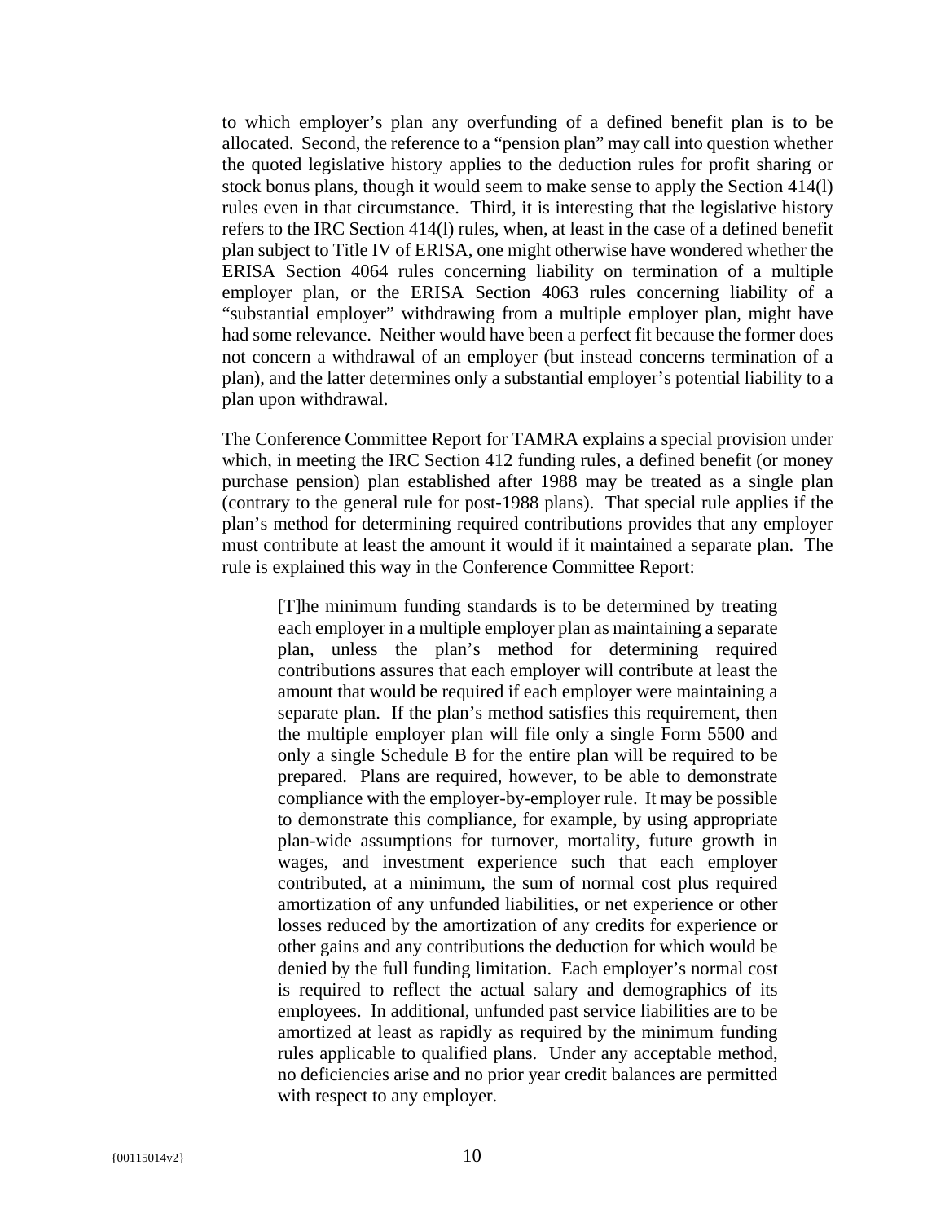to which employer's plan any overfunding of a defined benefit plan is to be allocated. Second, the reference to a "pension plan" may call into question whether the quoted legislative history applies to the deduction rules for profit sharing or stock bonus plans, though it would seem to make sense to apply the Section 414(l) rules even in that circumstance. Third, it is interesting that the legislative history refers to the IRC Section 414(l) rules, when, at least in the case of a defined benefit plan subject to Title IV of ERISA, one might otherwise have wondered whether the ERISA Section 4064 rules concerning liability on termination of a multiple employer plan, or the ERISA Section 4063 rules concerning liability of a "substantial employer" withdrawing from a multiple employer plan, might have had some relevance. Neither would have been a perfect fit because the former does not concern a withdrawal of an employer (but instead concerns termination of a plan), and the latter determines only a substantial employer's potential liability to a plan upon withdrawal.

The Conference Committee Report for TAMRA explains a special provision under which, in meeting the IRC Section 412 funding rules, a defined benefit (or money purchase pension) plan established after 1988 may be treated as a single plan (contrary to the general rule for post-1988 plans). That special rule applies if the plan's method for determining required contributions provides that any employer must contribute at least the amount it would if it maintained a separate plan. The rule is explained this way in the Conference Committee Report:

> [T]he minimum funding standards is to be determined by treating each employer in a multiple employer plan as maintaining a separate plan, unless the plan's method for determining required contributions assures that each employer will contribute at least the amount that would be required if each employer were maintaining a separate plan. If the plan's method satisfies this requirement, then the multiple employer plan will file only a single Form 5500 and only a single Schedule B for the entire plan will be required to be prepared. Plans are required, however, to be able to demonstrate compliance with the employer-by-employer rule. It may be possible to demonstrate this compliance, for example, by using appropriate plan-wide assumptions for turnover, mortality, future growth in wages, and investment experience such that each employer contributed, at a minimum, the sum of normal cost plus required amortization of any unfunded liabilities, or net experience or other losses reduced by the amortization of any credits for experience or other gains and any contributions the deduction for which would be denied by the full funding limitation. Each employer's normal cost is required to reflect the actual salary and demographics of its employees. In additional, unfunded past service liabilities are to be amortized at least as rapidly as required by the minimum funding rules applicable to qualified plans. Under any acceptable method, no deficiencies arise and no prior year credit balances are permitted with respect to any employer.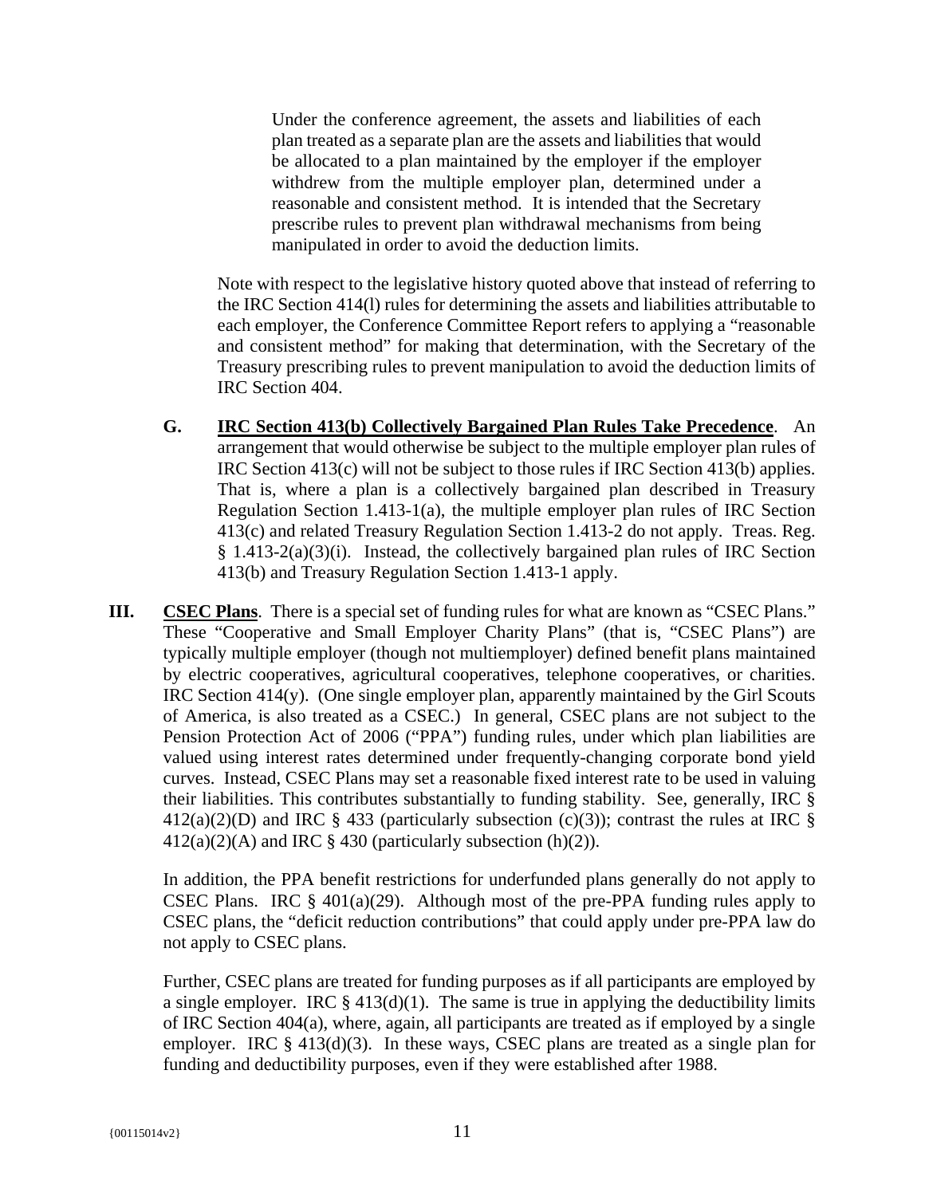> Under the conference agreement, the assets and liabilities of each plan treated as a separate plan are the assets and liabilities that would be allocated to a plan maintained by the employer if the employer withdrew from the multiple employer plan, determined under a reasonable and consistent method. It is intended that the Secretary prescribe rules to prevent plan withdrawal mechanisms from being manipulated in order to avoid the deduction limits.

Note with respect to the legislative history quoted above that instead of referring to the IRC Section 414(l) rules for determining the assets and liabilities attributable to each employer, the Conference Committee Report refers to applying a "reasonable and consistent method" for making that determination, with the Secretary of the Treasury prescribing rules to prevent manipulation to avoid the deduction limits of IRC Section 404.

**G. <u>IRC Section 413(b) Collectively Bargained Plan Rules Take Precedence</u>**. An arrangement that would otherwise be subject to the multiple employer plan rules of IRC Section 413(c) will not be subject to those rules if IRC Section 413(b) applies. That is, where a plan is a collectively bargained plan described in Treasury Regulation Section 1.413-1(a), the multiple employer plan rules of IRC Section 413(c) and related Treasury Regulation Section 1.413-2 do not apply. Treas. Reg. § 1.413-2(a)(3)(i). Instead, the collectively bargained plan rules of IRC Section 413(b) and Treasury Regulation Section 1.413-1 apply.

**III. <u>CSEC Plans</u>**. There is a special set of funding rules for what are known as "CSEC Plans." These "Cooperative and Small Employer Charity Plans" (that is, "CSEC Plans") are typically multiple employer (though not multiemployer) defined benefit plans maintained by electric cooperatives, agricultural cooperatives, telephone cooperatives, or charities. IRC Section 414(y). (One single employer plan, apparently maintained by the Girl Scouts of America, is also treated as a CSEC.) In general, CSEC plans are not subject to the Pension Protection Act of 2006 ("PPA") funding rules, under which plan liabilities are valued using interest rates determined under frequently-changing corporate bond yield curves. Instead, CSEC Plans may set a reasonable fixed interest rate to be used in valuing their liabilities. This contributes substantially to funding stability. See, generally, IRC § 412(a)(2)(D) and IRC § 433 (particularly subsection (c)(3)); contrast the rules at IRC § 412(a)(2)(A) and IRC § 430 (particularly subsection (h)(2)).

In addition, the PPA benefit restrictions for underfunded plans generally do not apply to CSEC Plans. IRC § 401(a)(29). Although most of the pre-PPA funding rules apply to CSEC plans, the "deficit reduction contributions" that could apply under pre-PPA law do not apply to CSEC plans.

Further, CSEC plans are treated for funding purposes as if all participants are employed by a single employer. IRC § 413(d)(1). The same is true in applying the deductibility limits of IRC Section 404(a), where, again, all participants are treated as if employed by a single employer. IRC § 413(d)(3). In these ways, CSEC plans are treated as a single plan for funding and deductibility purposes, even if they were established after 1988.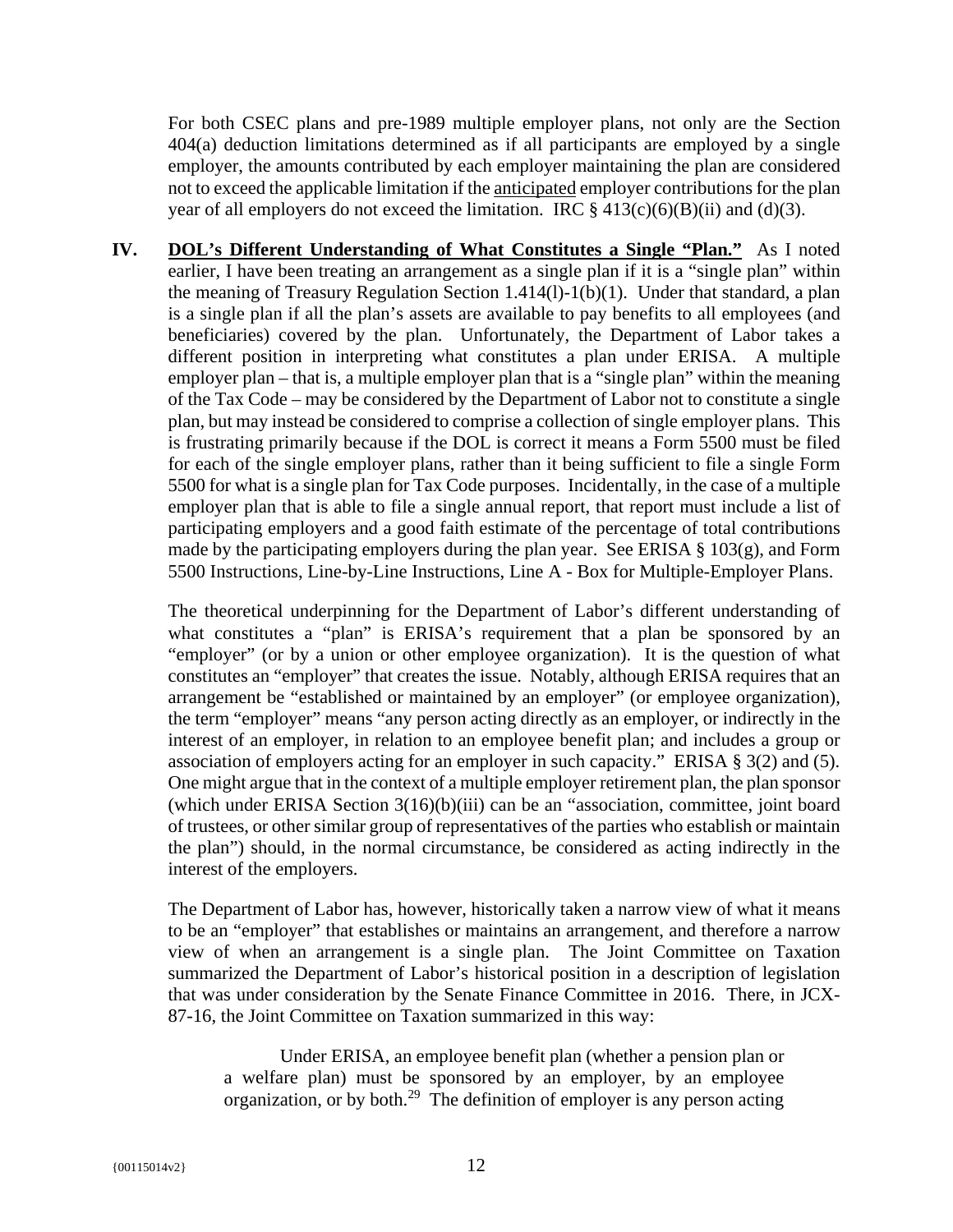For both CSEC plans and pre-1989 multiple employer plans, not only are the Section 404(a) deduction limitations determined as if all participants are employed by a single employer, the amounts contributed by each employer maintaining the plan are considered not to exceed the applicable limitation if the <u>anticipated</u> employer contributions for the plan year of all employers do not exceed the limitation. IRC § 413(c)(6)(B)(ii) and (d)(3).

**IV. <u>DOL's Different Understanding of What Constitutes a Single "Plan."</u>** As I noted earlier, I have been treating an arrangement as a single plan if it is a "single plan" within the meaning of Treasury Regulation Section 1.414(l)-1(b)(1). Under that standard, a plan is a single plan if all the plan's assets are available to pay benefits to all employees (and beneficiaries) covered by the plan. Unfortunately, the Department of Labor takes a different position in interpreting what constitutes a plan under ERISA. A multiple employer plan – that is, a multiple employer plan that is a "single plan" within the meaning of the Tax Code – may be considered by the Department of Labor not to constitute a single plan, but may instead be considered to comprise a collection of single employer plans. This is frustrating primarily because if the DOL is correct it means a Form 5500 must be filed for each of the single employer plans, rather than it being sufficient to file a single Form 5500 for what is a single plan for Tax Code purposes. Incidentally, in the case of a multiple employer plan that is able to file a single annual report, that report must include a list of participating employers and a good faith estimate of the percentage of total contributions made by the participating employers during the plan year. See ERISA § 103(g), and Form 5500 Instructions, Line-by-Line Instructions, Line A - Box for Multiple-Employer Plans.

The theoretical underpinning for the Department of Labor's different understanding of what constitutes a "plan" is ERISA's requirement that a plan be sponsored by an "employer" (or by a union or other employee organization). It is the question of what constitutes an "employer" that creates the issue. Notably, although ERISA requires that an arrangement be "established or maintained by an employer" (or employee organization), the term "employer" means "any person acting directly as an employer, or indirectly in the interest of an employer, in relation to an employee benefit plan; and includes a group or association of employers acting for an employer in such capacity." ERISA § 3(2) and (5). One might argue that in the context of a multiple employer retirement plan, the plan sponsor (which under ERISA Section 3(16)(b)(iii) can be an "association, committee, joint board of trustees, or other similar group of representatives of the parties who establish or maintain the plan") should, in the normal circumstance, be considered as acting indirectly in the interest of the employers.

The Department of Labor has, however, historically taken a narrow view of what it means to be an "employer" that establishes or maintains an arrangement, and therefore a narrow view of when an arrangement is a single plan. The Joint Committee on Taxation summarized the Department of Labor's historical position in a description of legislation that was under consideration by the Senate Finance Committee in 2016. There, in JCX-87-16, the Joint Committee on Taxation summarized in this way:

> Under ERISA, an employee benefit plan (whether a pension plan or a welfare plan) must be sponsored by an employer, by an employee organization, or by both.[29] The definition of employer is any person acting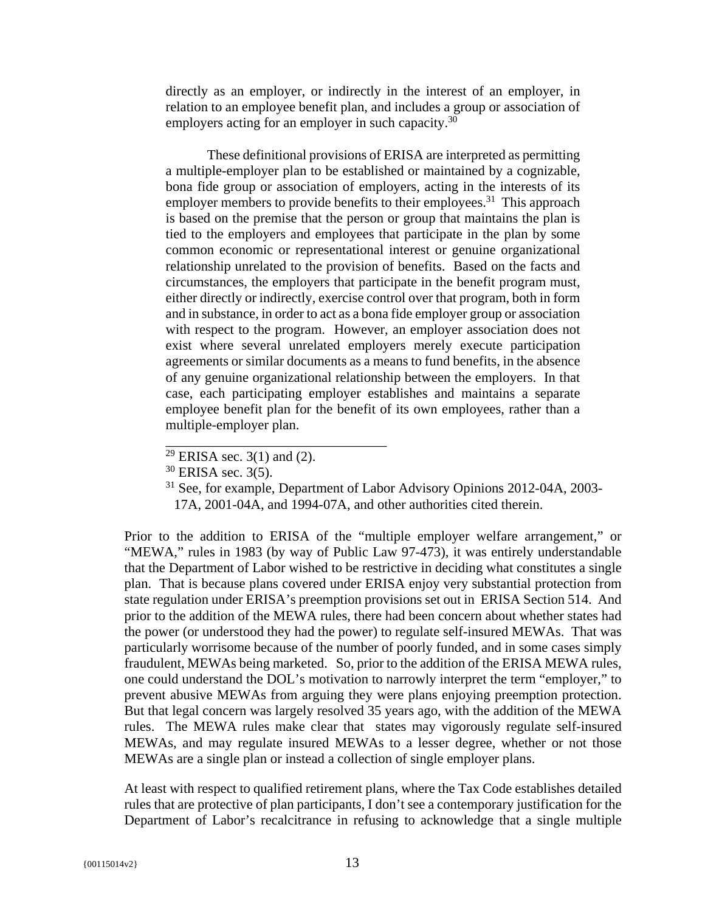> directly as an employer, or indirectly in the interest of an employer, in relation to an employee benefit plan, and includes a group or association of employers acting for an employer in such capacity.[30]
>
> These definitional provisions of ERISA are interpreted as permitting a multiple-employer plan to be established or maintained by a cognizable, bona fide group or association of employers, acting in the interests of its employer members to provide benefits to their employees.[31] This approach is based on the premise that the person or group that maintains the plan is tied to the employers and employees that participate in the plan by some common economic or representational interest or genuine organizational relationship unrelated to the provision of benefits. Based on the facts and circumstances, the employers that participate in the benefit program must, either directly or indirectly, exercise control over that program, both in form and in substance, in order to act as a bona fide employer group or association with respect to the program. However, an employer association does not exist where several unrelated employers merely execute participation agreements or similar documents as a means to fund benefits, in the absence of any genuine organizational relationship between the employers. In that case, each participating employer establishes and maintains a separate employee benefit plan for the benefit of its own employees, rather than a multiple-employer plan.
>
> ---
>
> [29] ERISA sec. 3(1) and (2).
>
> [30] ERISA sec. 3(5).
>
> [31] See, for example, Department of Labor Advisory Opinions 2012-04A, 2003-17A, 2001-04A, and 1994-07A, and other authorities cited therein.

Prior to the addition to ERISA of the "multiple employer welfare arrangement," or "MEWA," rules in 1983 (by way of Public Law 97-473), it was entirely understandable that the Department of Labor wished to be restrictive in deciding what constitutes a single plan. That is because plans covered under ERISA enjoy very substantial protection from state regulation under ERISA's preemption provisions set out in ERISA Section 514. And prior to the addition of the MEWA rules, there had been concern about whether states had the power (or understood they had the power) to regulate self-insured MEWAs. That was particularly worrisome because of the number of poorly funded, and in some cases simply fraudulent, MEWAs being marketed. So, prior to the addition of the ERISA MEWA rules, one could understand the DOL's motivation to narrowly interpret the term "employer," to prevent abusive MEWAs from arguing they were plans enjoying preemption protection. But that legal concern was largely resolved 35 years ago, with the addition of the MEWA rules. The MEWA rules make clear that states may vigorously regulate self-insured MEWAs, and may regulate insured MEWAs to a lesser degree, whether or not those MEWAs are a single plan or instead a collection of single employer plans.

At least with respect to qualified retirement plans, where the Tax Code establishes detailed rules that are protective of plan participants, I don't see a contemporary justification for the Department of Labor's recalcitrance in refusing to acknowledge that a single multiple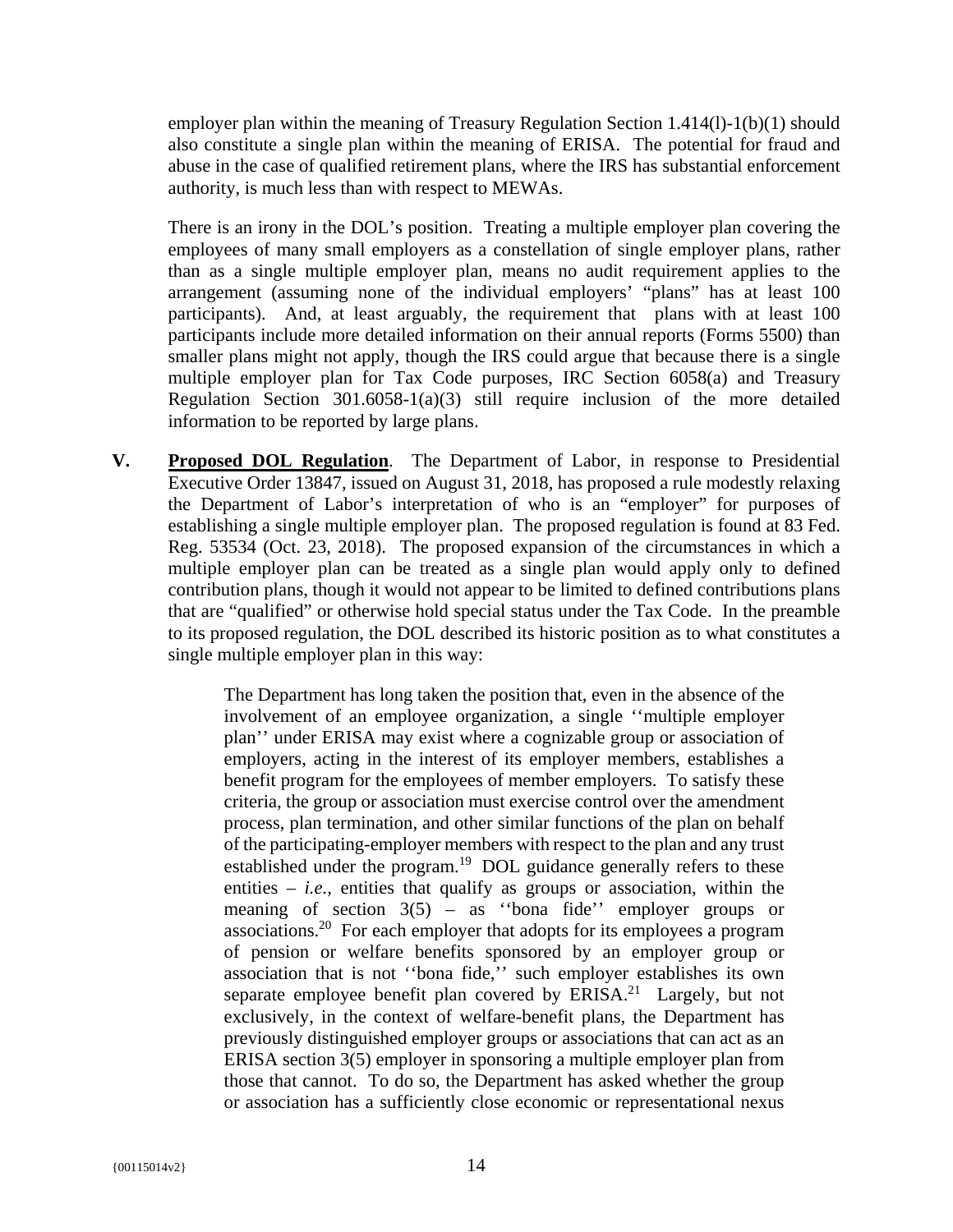employer plan within the meaning of Treasury Regulation Section 1.414(l)-1(b)(1) should also constitute a single plan within the meaning of ERISA. The potential for fraud and abuse in the case of qualified retirement plans, where the IRS has substantial enforcement authority, is much less than with respect to MEWAs.

There is an irony in the DOL's position. Treating a multiple employer plan covering the employees of many small employers as a constellation of single employer plans, rather than as a single multiple employer plan, means no audit requirement applies to the arrangement (assuming none of the individual employers' "plans" has at least 100 participants). And, at least arguably, the requirement that plans with at least 100 participants include more detailed information on their annual reports (Forms 5500) than smaller plans might not apply, though the IRS could argue that because there is a single multiple employer plan for Tax Code purposes, IRC Section 6058(a) and Treasury Regulation Section 301.6058-1(a)(3) still require inclusion of the more detailed information to be reported by large plans.

**V.** **Proposed DOL Regulation**. The Department of Labor, in response to Presidential Executive Order 13847, issued on August 31, 2018, has proposed a rule modestly relaxing the Department of Labor's interpretation of who is an "employer" for purposes of establishing a single multiple employer plan. The proposed regulation is found at 83 Fed. Reg. 53534 (Oct. 23, 2018). The proposed expansion of the circumstances in which a multiple employer plan can be treated as a single plan would apply only to defined contribution plans, though it would not appear to be limited to defined contributions plans that are "qualified" or otherwise hold special status under the Tax Code. In the preamble to its proposed regulation, the DOL described its historic position as to what constitutes a single multiple employer plan in this way:

> The Department has long taken the position that, even in the absence of the involvement of an employee organization, a single ''multiple employer plan'' under ERISA may exist where a cognizable group or association of employers, acting in the interest of its employer members, establishes a benefit program for the employees of member employers. To satisfy these criteria, the group or association must exercise control over the amendment process, plan termination, and other similar functions of the plan on behalf of the participating-employer members with respect to the plan and any trust established under the program.[19] DOL guidance generally refers to these entities – *i.e.*, entities that qualify as groups or association, within the meaning of section 3(5) – as ''bona fide'' employer groups or associations.[20] For each employer that adopts for its employees a program of pension or welfare benefits sponsored by an employer group or association that is not ''bona fide,'' such employer establishes its own separate employee benefit plan covered by ERISA.[21] Largely, but not exclusively, in the context of welfare-benefit plans, the Department has previously distinguished employer groups or associations that can act as an ERISA section 3(5) employer in sponsoring a multiple employer plan from those that cannot. To do so, the Department has asked whether the group or association has a sufficiently close economic or representational nexus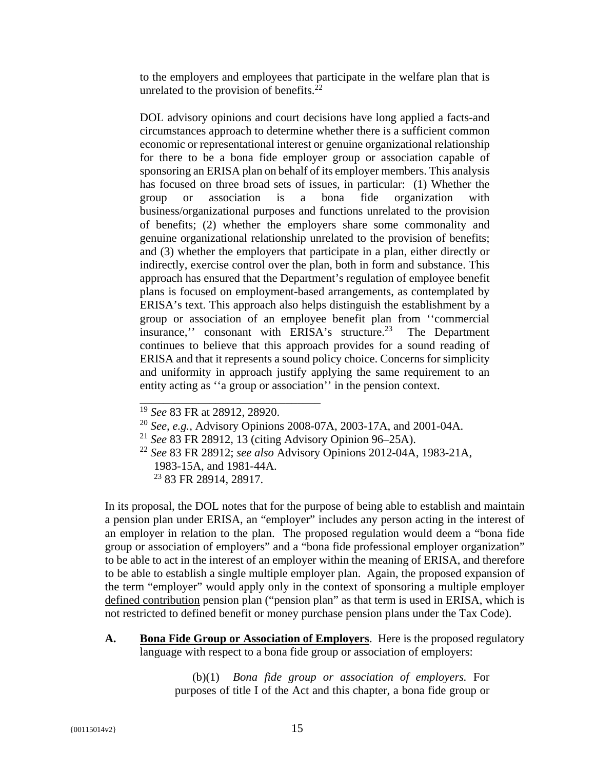> to the employers and employees that participate in the welfare plan that is unrelated to the provision of benefits.[22]
>
> DOL advisory opinions and court decisions have long applied a facts-and circumstances approach to determine whether there is a sufficient common economic or representational interest or genuine organizational relationship for there to be a bona fide employer group or association capable of sponsoring an ERISA plan on behalf of its employer members. This analysis has focused on three broad sets of issues, in particular: (1) Whether the group or association is a bona fide organization with business/organizational purposes and functions unrelated to the provision of benefits; (2) whether the employers share some commonality and genuine organizational relationship unrelated to the provision of benefits; and (3) whether the employers that participate in a plan, either directly or indirectly, exercise control over the plan, both in form and substance. This approach has ensured that the Department's regulation of employee benefit plans is focused on employment-based arrangements, as contemplated by ERISA's text. This approach also helps distinguish the establishment by a group or association of an employee benefit plan from ''commercial insurance,'' consonant with ERISA's structure.[23] The Department continues to believe that this approach provides for a sound reading of ERISA and that it represents a sound policy choice. Concerns for simplicity and uniformity in approach justify applying the same requirement to an entity acting as ''a group or association'' in the pension context.
>
> ---
>
> [19] *See* 83 FR at 28912, 28920.
>
> [20] *See, e.g.,* Advisory Opinions 2008-07A, 2003-17A, and 2001-04A.
>
> [21] *See* 83 FR 28912, 13 (citing Advisory Opinion 96–25A).
>
> [22] *See* 83 FR 28912; *see also* Advisory Opinions 2012-04A, 1983-21A, 1983-15A, and 1981-44A.
>
> [23] 83 FR 28914, 28917.

In its proposal, the DOL notes that for the purpose of being able to establish and maintain a pension plan under ERISA, an "employer" includes any person acting in the interest of an employer in relation to the plan. The proposed regulation would deem a "bona fide group or association of employers" and a "bona fide professional employer organization" to be able to act in the interest of an employer within the meaning of ERISA, and therefore to be able to establish a single multiple employer plan. Again, the proposed expansion of the term "employer" would apply only in the context of sponsoring a multiple employer defined contribution pension plan ("pension plan" as that term is used in ERISA, which is not restricted to defined benefit or money purchase pension plans under the Tax Code).

**A. Bona Fide Group or Association of Employers**. Here is the proposed regulatory language with respect to a bona fide group or association of employers:

> (b)(1) *Bona fide group or association of employers.* For purposes of title I of the Act and this chapter, a bona fide group or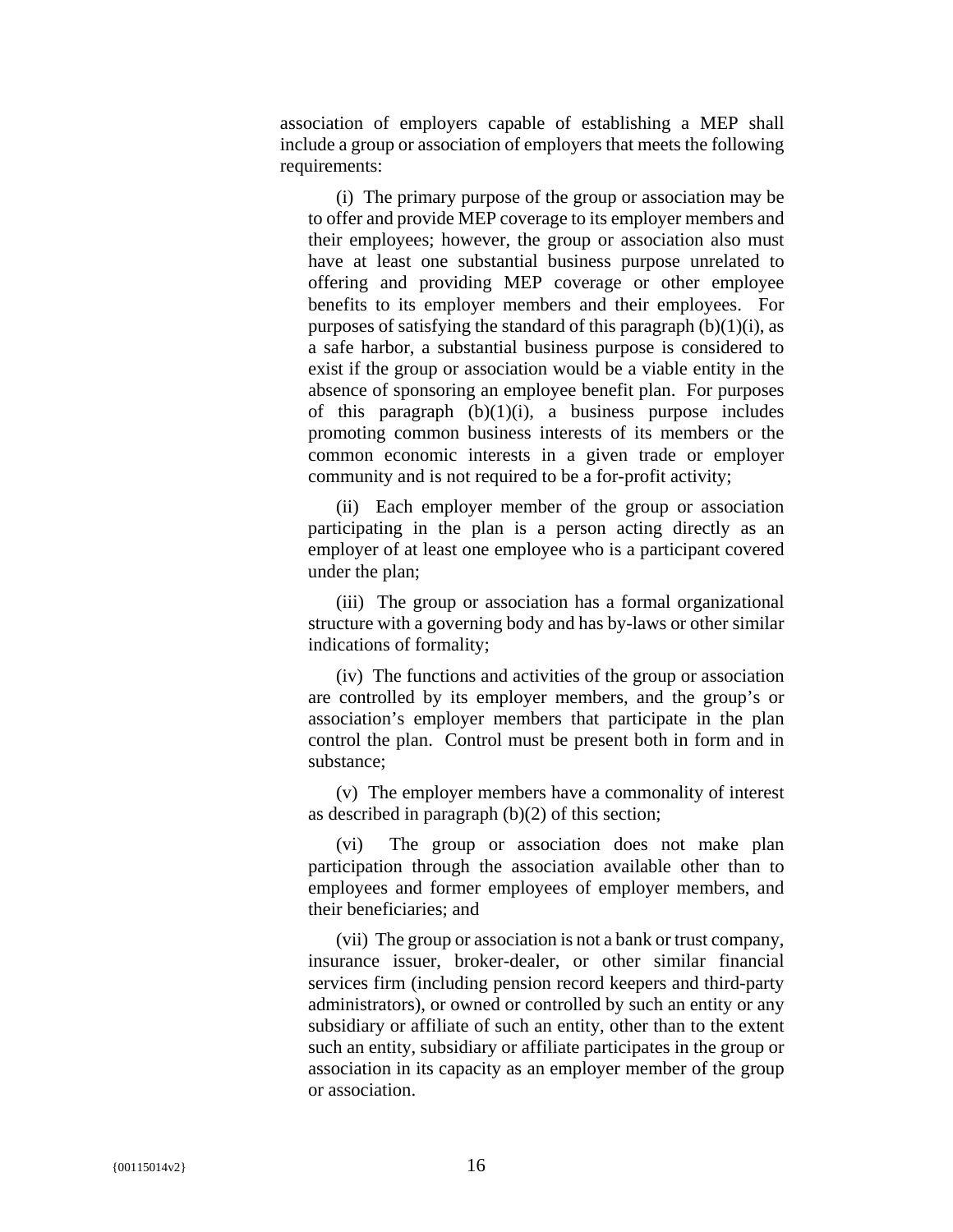association of employers capable of establishing a MEP shall include a group or association of employers that meets the following requirements:

(i) The primary purpose of the group or association may be to offer and provide MEP coverage to its employer members and their employees; however, the group or association also must have at least one substantial business purpose unrelated to offering and providing MEP coverage or other employee benefits to its employer members and their employees. For purposes of satisfying the standard of this paragraph (b)(1)(i), as a safe harbor, a substantial business purpose is considered to exist if the group or association would be a viable entity in the absence of sponsoring an employee benefit plan. For purposes of this paragraph (b)(1)(i), a business purpose includes promoting common business interests of its members or the common economic interests in a given trade or employer community and is not required to be a for-profit activity;

(ii) Each employer member of the group or association participating in the plan is a person acting directly as an employer of at least one employee who is a participant covered under the plan;

(iii) The group or association has a formal organizational structure with a governing body and has by-laws or other similar indications of formality;

(iv) The functions and activities of the group or association are controlled by its employer members, and the group's or association's employer members that participate in the plan control the plan. Control must be present both in form and in substance;

(v) The employer members have a commonality of interest as described in paragraph (b)(2) of this section;

(vi) The group or association does not make plan participation through the association available other than to employees and former employees of employer members, and their beneficiaries; and

(vii) The group or association is not a bank or trust company, insurance issuer, broker-dealer, or other similar financial services firm (including pension record keepers and third-party administrators), or owned or controlled by such an entity or any subsidiary or affiliate of such an entity, other than to the extent such an entity, subsidiary or affiliate participates in the group or association in its capacity as an employer member of the group or association.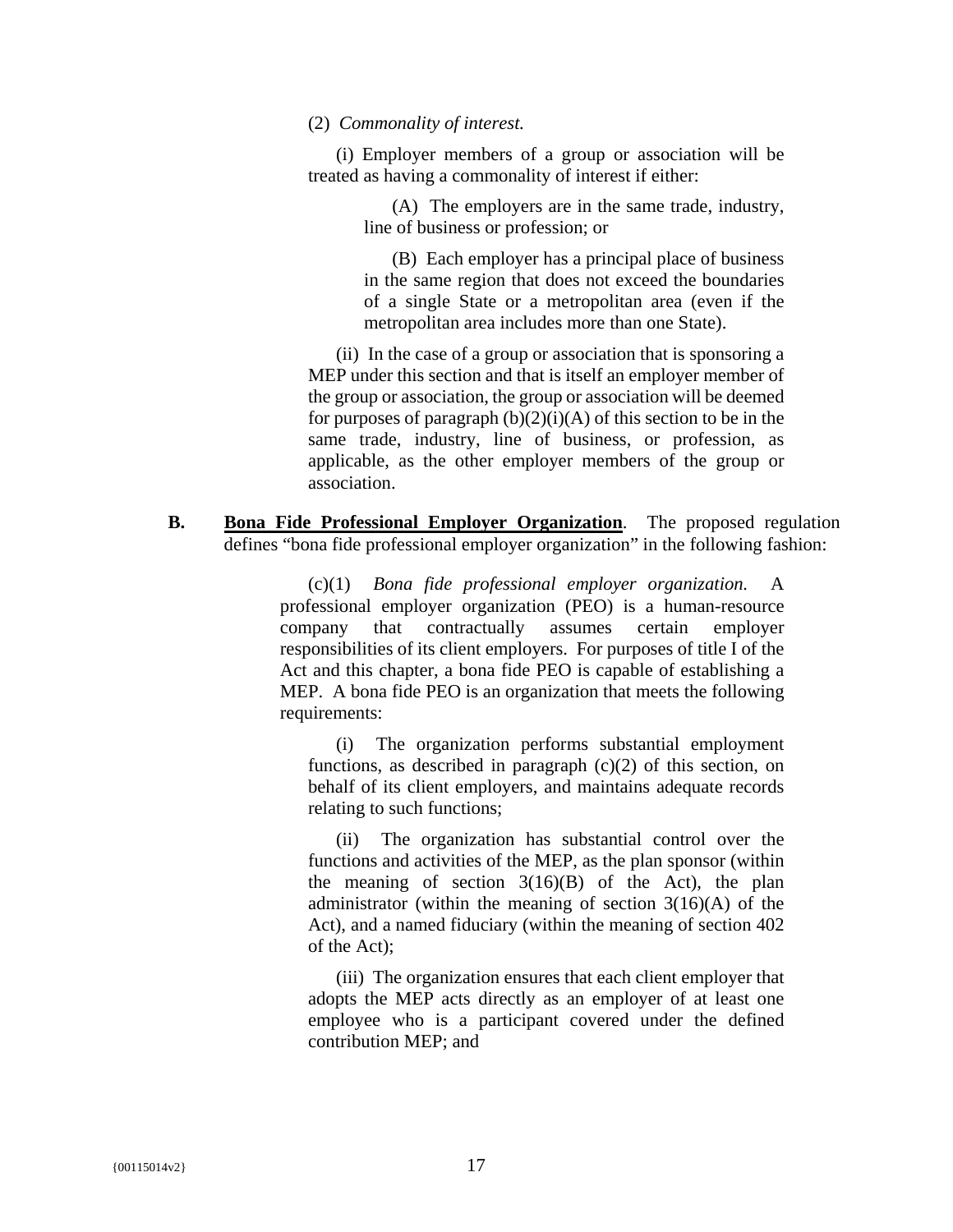(2) *Commonality of interest.*

(i) Employer members of a group or association will be treated as having a commonality of interest if either:

(A) The employers are in the same trade, industry, line of business or profession; or

(B) Each employer has a principal place of business in the same region that does not exceed the boundaries of a single State or a metropolitan area (even if the metropolitan area includes more than one State).

(ii) In the case of a group or association that is sponsoring a MEP under this section and that is itself an employer member of the group or association, the group or association will be deemed for purposes of paragraph (b)(2)(i)(A) of this section to be in the same trade, industry, line of business, or profession, as applicable, as the other employer members of the group or association.

**B.** **<u>Bona Fide Professional Employer Organization</u>**. The proposed regulation defines "bona fide professional employer organization" in the following fashion:

(c)(1) *Bona fide professional employer organization.* A professional employer organization (PEO) is a human-resource company that contractually assumes certain employer responsibilities of its client employers. For purposes of title I of the Act and this chapter, a bona fide PEO is capable of establishing a MEP. A bona fide PEO is an organization that meets the following requirements:

(i) The organization performs substantial employment functions, as described in paragraph (c)(2) of this section, on behalf of its client employers, and maintains adequate records relating to such functions;

(ii) The organization has substantial control over the functions and activities of the MEP, as the plan sponsor (within the meaning of section 3(16)(B) of the Act), the plan administrator (within the meaning of section 3(16)(A) of the Act), and a named fiduciary (within the meaning of section 402 of the Act);

(iii) The organization ensures that each client employer that adopts the MEP acts directly as an employer of at least one employee who is a participant covered under the defined contribution MEP; and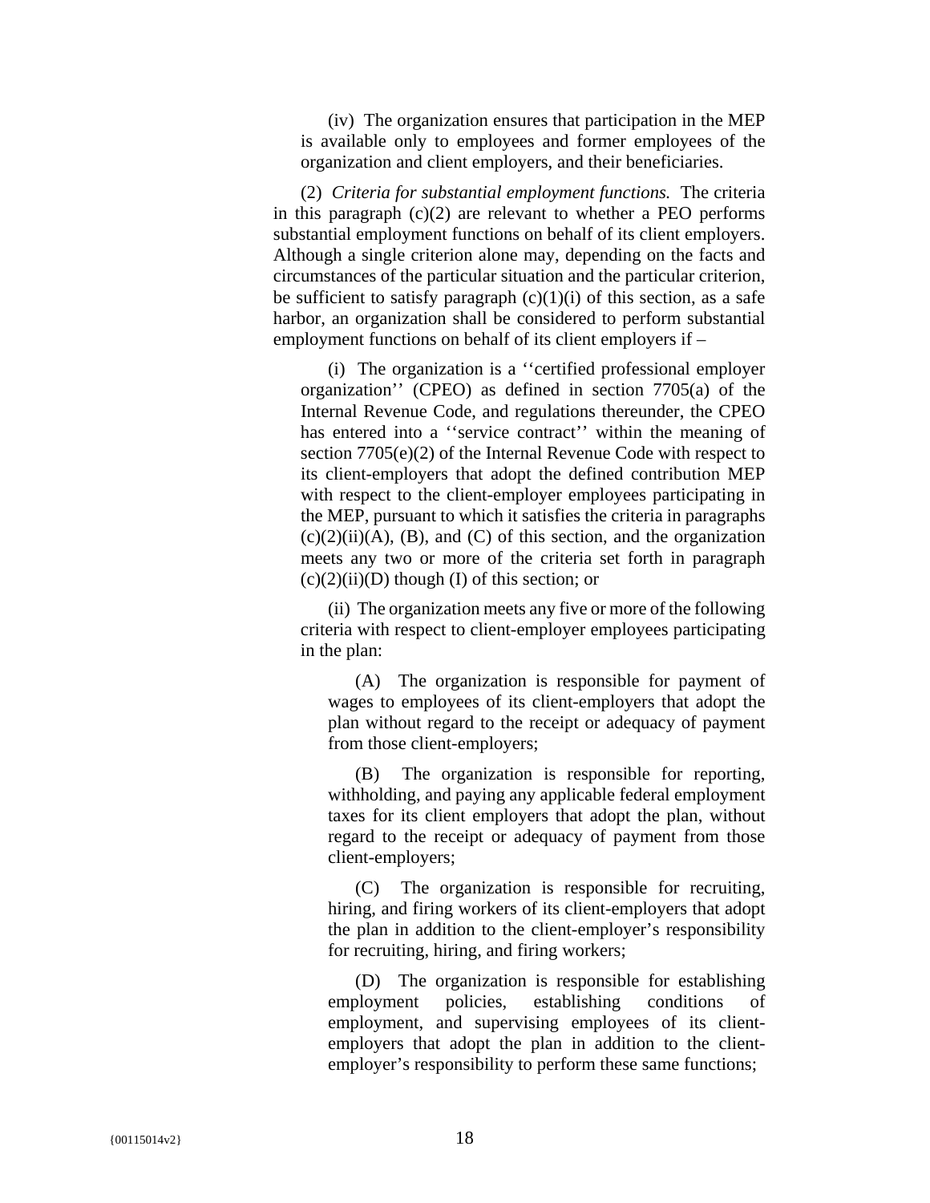(iv) The organization ensures that participation in the MEP is available only to employees and former employees of the organization and client employers, and their beneficiaries.

(2) *Criteria for substantial employment functions.* The criteria in this paragraph (c)(2) are relevant to whether a PEO performs substantial employment functions on behalf of its client employers. Although a single criterion alone may, depending on the facts and circumstances of the particular situation and the particular criterion, be sufficient to satisfy paragraph (c)(1)(i) of this section, as a safe harbor, an organization shall be considered to perform substantial employment functions on behalf of its client employers if –

(i) The organization is a ''certified professional employer organization'' (CPEO) as defined in section 7705(a) of the Internal Revenue Code, and regulations thereunder, the CPEO has entered into a ''service contract'' within the meaning of section 7705(e)(2) of the Internal Revenue Code with respect to its client-employers that adopt the defined contribution MEP with respect to the client-employer employees participating in the MEP, pursuant to which it satisfies the criteria in paragraphs (c)(2)(ii)(A), (B), and (C) of this section, and the organization meets any two or more of the criteria set forth in paragraph (c)(2)(ii)(D) though (I) of this section; or

(ii) The organization meets any five or more of the following criteria with respect to client-employer employees participating in the plan:

(A) The organization is responsible for payment of wages to employees of its client-employers that adopt the plan without regard to the receipt or adequacy of payment from those client-employers;

(B) The organization is responsible for reporting, withholding, and paying any applicable federal employment taxes for its client employers that adopt the plan, without regard to the receipt or adequacy of payment from those client-employers;

(C) The organization is responsible for recruiting, hiring, and firing workers of its client-employers that adopt the plan in addition to the client-employer's responsibility for recruiting, hiring, and firing workers;

(D) The organization is responsible for establishing employment policies, establishing conditions of employment, and supervising employees of its client-employers that adopt the plan in addition to the client-employer's responsibility to perform these same functions;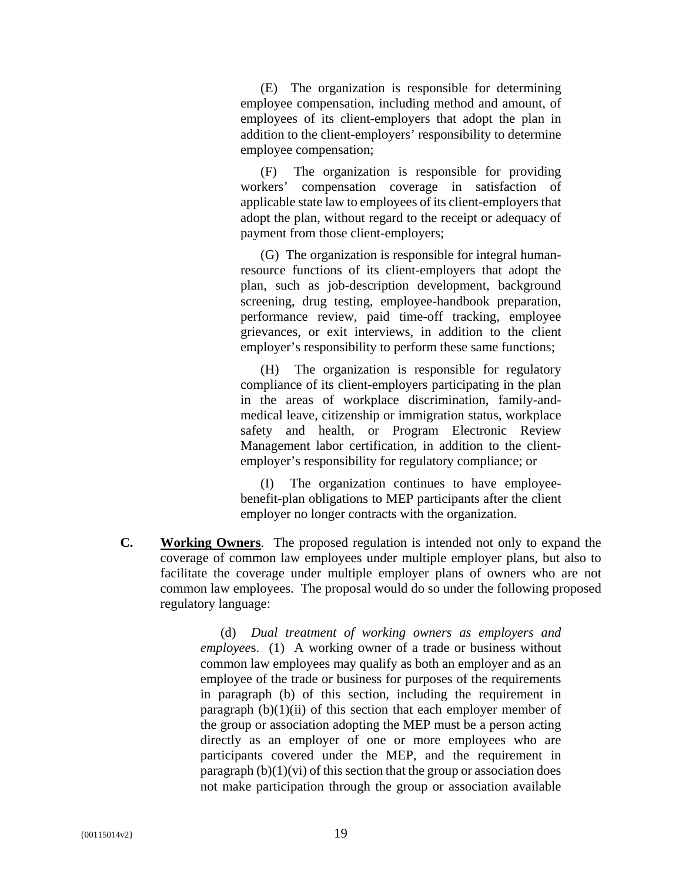(E) The organization is responsible for determining employee compensation, including method and amount, of employees of its client-employers that adopt the plan in addition to the client-employers' responsibility to determine employee compensation;

(F) The organization is responsible for providing workers' compensation coverage in satisfaction of applicable state law to employees of its client-employers that adopt the plan, without regard to the receipt or adequacy of payment from those client-employers;

(G) The organization is responsible for integral human-resource functions of its client-employers that adopt the plan, such as job-description development, background screening, drug testing, employee-handbook preparation, performance review, paid time-off tracking, employee grievances, or exit interviews, in addition to the client employer's responsibility to perform these same functions;

(H) The organization is responsible for regulatory compliance of its client-employers participating in the plan in the areas of workplace discrimination, family-and-medical leave, citizenship or immigration status, workplace safety and health, or Program Electronic Review Management labor certification, in addition to the client-employer's responsibility for regulatory compliance; or

(I) The organization continues to have employee-benefit-plan obligations to MEP participants after the client employer no longer contracts with the organization.

**C.** **Working Owners**. The proposed regulation is intended not only to expand the coverage of common law employees under multiple employer plans, but also to facilitate the coverage under multiple employer plans of owners who are not common law employees. The proposal would do so under the following proposed regulatory language:

> (d) *Dual treatment of working owners as employers and employees*. (1) A working owner of a trade or business without common law employees may qualify as both an employer and as an employee of the trade or business for purposes of the requirements in paragraph (b) of this section, including the requirement in paragraph (b)(1)(ii) of this section that each employer member of the group or association adopting the MEP must be a person acting directly as an employer of one or more employees who are participants covered under the MEP, and the requirement in paragraph (b)(1)(vi) of this section that the group or association does not make participation through the group or association available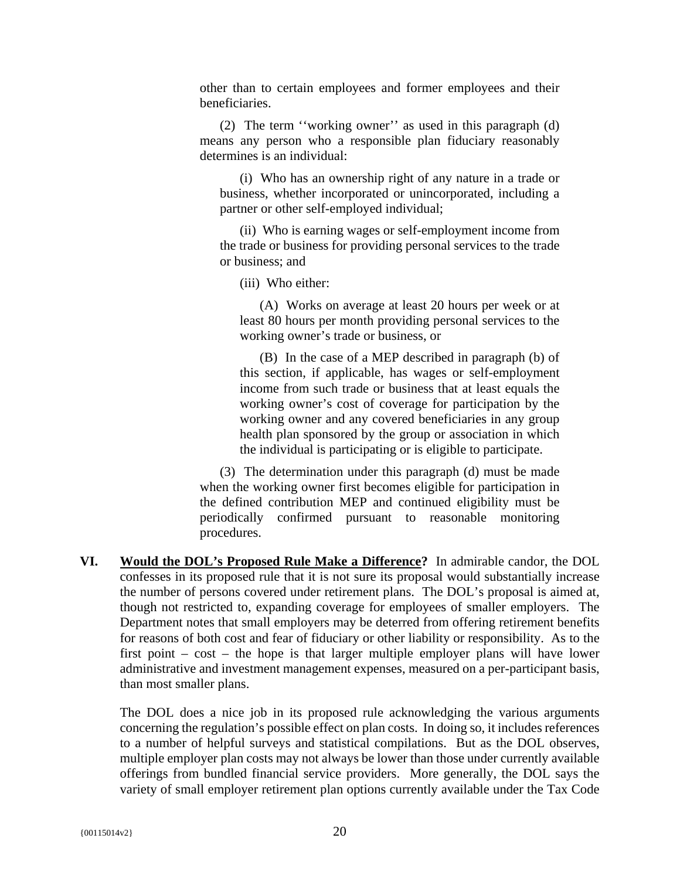other than to certain employees and former employees and their beneficiaries.

(2) The term ‘‘working owner’’ as used in this paragraph (d) means any person who a responsible plan fiduciary reasonably determines is an individual:

(i) Who has an ownership right of any nature in a trade or business, whether incorporated or unincorporated, including a partner or other self-employed individual;

(ii) Who is earning wages or self-employment income from the trade or business for providing personal services to the trade or business; and

(iii) Who either:

(A) Works on average at least 20 hours per week or at least 80 hours per month providing personal services to the working owner’s trade or business, or

(B) In the case of a MEP described in paragraph (b) of this section, if applicable, has wages or self-employment income from such trade or business that at least equals the working owner’s cost of coverage for participation by the working owner and any covered beneficiaries in any group health plan sponsored by the group or association in which the individual is participating or is eligible to participate.

(3) The determination under this paragraph (d) must be made when the working owner first becomes eligible for participation in the defined contribution MEP and continued eligibility must be periodically confirmed pursuant to reasonable monitoring procedures.

**VI. <u>Would the DOL’s Proposed Rule Make a Difference</u>?** In admirable candor, the DOL confesses in its proposed rule that it is not sure its proposal would substantially increase the number of persons covered under retirement plans. The DOL’s proposal is aimed at, though not restricted to, expanding coverage for employees of smaller employers. The Department notes that small employers may be deterred from offering retirement benefits for reasons of both cost and fear of fiduciary or other liability or responsibility. As to the first point – cost – the hope is that larger multiple employer plans will have lower administrative and investment management expenses, measured on a per-participant basis, than most smaller plans.

The DOL does a nice job in its proposed rule acknowledging the various arguments concerning the regulation’s possible effect on plan costs. In doing so, it includes references to a number of helpful surveys and statistical compilations. But as the DOL observes, multiple employer plan costs may not always be lower than those under currently available offerings from bundled financial service providers. More generally, the DOL says the variety of small employer retirement plan options currently available under the Tax Code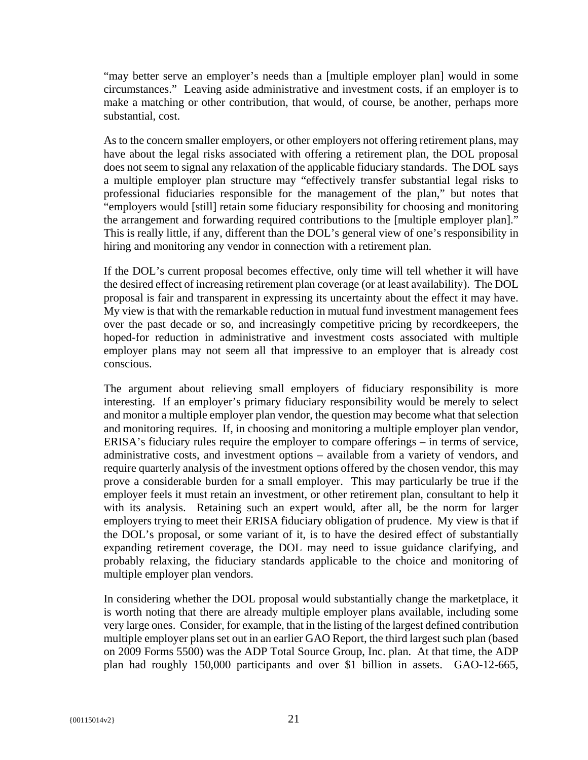"may better serve an employer's needs than a [multiple employer plan] would in some circumstances." Leaving aside administrative and investment costs, if an employer is to make a matching or other contribution, that would, of course, be another, perhaps more substantial, cost.

As to the concern smaller employers, or other employers not offering retirement plans, may have about the legal risks associated with offering a retirement plan, the DOL proposal does not seem to signal any relaxation of the applicable fiduciary standards. The DOL says a multiple employer plan structure may "effectively transfer substantial legal risks to professional fiduciaries responsible for the management of the plan," but notes that "employers would [still] retain some fiduciary responsibility for choosing and monitoring the arrangement and forwarding required contributions to the [multiple employer plan]." This is really little, if any, different than the DOL's general view of one's responsibility in hiring and monitoring any vendor in connection with a retirement plan.

If the DOL's current proposal becomes effective, only time will tell whether it will have the desired effect of increasing retirement plan coverage (or at least availability). The DOL proposal is fair and transparent in expressing its uncertainty about the effect it may have. My view is that with the remarkable reduction in mutual fund investment management fees over the past decade or so, and increasingly competitive pricing by recordkeepers, the hoped-for reduction in administrative and investment costs associated with multiple employer plans may not seem all that impressive to an employer that is already cost conscious.

The argument about relieving small employers of fiduciary responsibility is more interesting. If an employer's primary fiduciary responsibility would be merely to select and monitor a multiple employer plan vendor, the question may become what that selection and monitoring requires. If, in choosing and monitoring a multiple employer plan vendor, ERISA's fiduciary rules require the employer to compare offerings – in terms of service, administrative costs, and investment options – available from a variety of vendors, and require quarterly analysis of the investment options offered by the chosen vendor, this may prove a considerable burden for a small employer. This may particularly be true if the employer feels it must retain an investment, or other retirement plan, consultant to help it with its analysis. Retaining such an expert would, after all, be the norm for larger employers trying to meet their ERISA fiduciary obligation of prudence. My view is that if the DOL's proposal, or some variant of it, is to have the desired effect of substantially expanding retirement coverage, the DOL may need to issue guidance clarifying, and probably relaxing, the fiduciary standards applicable to the choice and monitoring of multiple employer plan vendors.

In considering whether the DOL proposal would substantially change the marketplace, it is worth noting that there are already multiple employer plans available, including some very large ones. Consider, for example, that in the listing of the largest defined contribution multiple employer plans set out in an earlier GAO Report, the third largest such plan (based on 2009 Forms 5500) was the ADP Total Source Group, Inc. plan. At that time, the ADP plan had roughly 150,000 participants and over $1 billion in assets. GAO-12-665,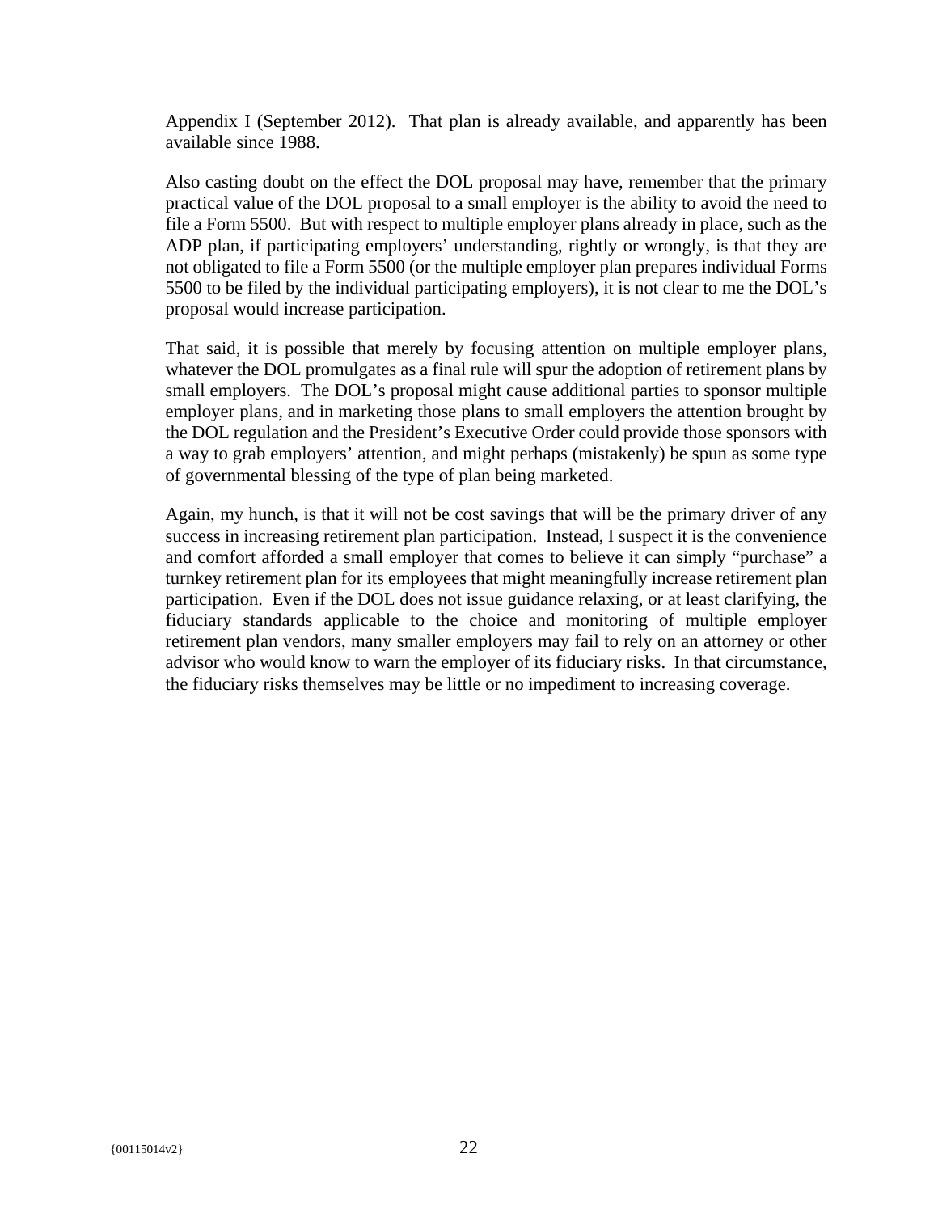Appendix I (September 2012). That plan is already available, and apparently has been available since 1988.

Also casting doubt on the effect the DOL proposal may have, remember that the primary practical value of the DOL proposal to a small employer is the ability to avoid the need to file a Form 5500. But with respect to multiple employer plans already in place, such as the ADP plan, if participating employers' understanding, rightly or wrongly, is that they are not obligated to file a Form 5500 (or the multiple employer plan prepares individual Forms 5500 to be filed by the individual participating employers), it is not clear to me the DOL's proposal would increase participation.

That said, it is possible that merely by focusing attention on multiple employer plans, whatever the DOL promulgates as a final rule will spur the adoption of retirement plans by small employers. The DOL's proposal might cause additional parties to sponsor multiple employer plans, and in marketing those plans to small employers the attention brought by the DOL regulation and the President's Executive Order could provide those sponsors with a way to grab employers' attention, and might perhaps (mistakenly) be spun as some type of governmental blessing of the type of plan being marketed.

Again, my hunch, is that it will not be cost savings that will be the primary driver of any success in increasing retirement plan participation. Instead, I suspect it is the convenience and comfort afforded a small employer that comes to believe it can simply "purchase" a turnkey retirement plan for its employees that might meaningfully increase retirement plan participation. Even if the DOL does not issue guidance relaxing, or at least clarifying, the fiduciary standards applicable to the choice and monitoring of multiple employer retirement plan vendors, many smaller employers may fail to rely on an attorney or other advisor who would know to warn the employer of its fiduciary risks. In that circumstance, the fiduciary risks themselves may be little or no impediment to increasing coverage.